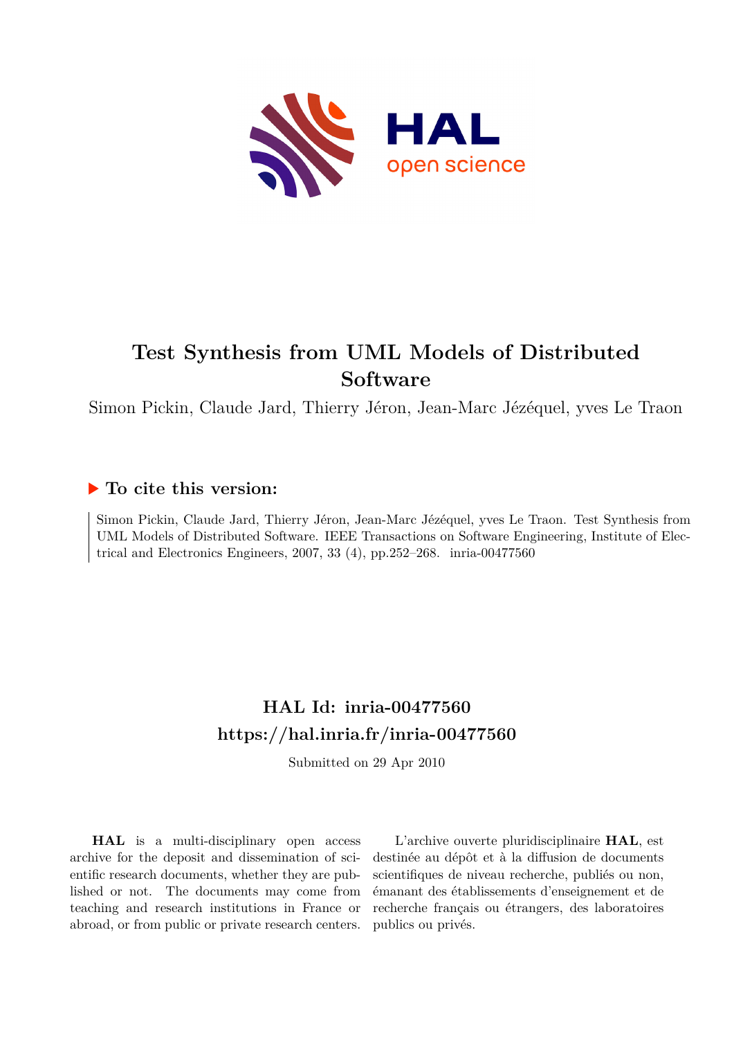# Test Synthesis from UML Models of Distributed Software

Simon Pickin, Claude Jard, Thierry Jéron, Jean-Marc Jézéquel, yves Le Traon

## ▶ To cite this version:

Simon Pickin, Claude Jard, Thierry Jéron, Jean-Marc Jézéquel, yves Le Traon. Test Synthesis from UML Models of Distributed Software. IEEE Transactions on Software Engineering, Institute of Electrical and Electronics Engineers, 2007, 33 (4), pp.252–268. inria-00477560

## HAL Id: inria-00477560
## https://hal.inria.fr/inria-00477560

Submitted on 29 Apr 2010

**HAL** is a multi-disciplinary open access archive for the deposit and dissemination of scientific research documents, whether they are published or not. The documents may come from teaching and research institutions in France or abroad, or from public or private research centers.

L'archive ouverte pluridisciplinaire **HAL**, est destinée au dépôt et à la diffusion de documents scientifiques de niveau recherche, publiés ou non, émanant des établissements d'enseignement et de recherche français ou étrangers, des laboratoires publics ou privés.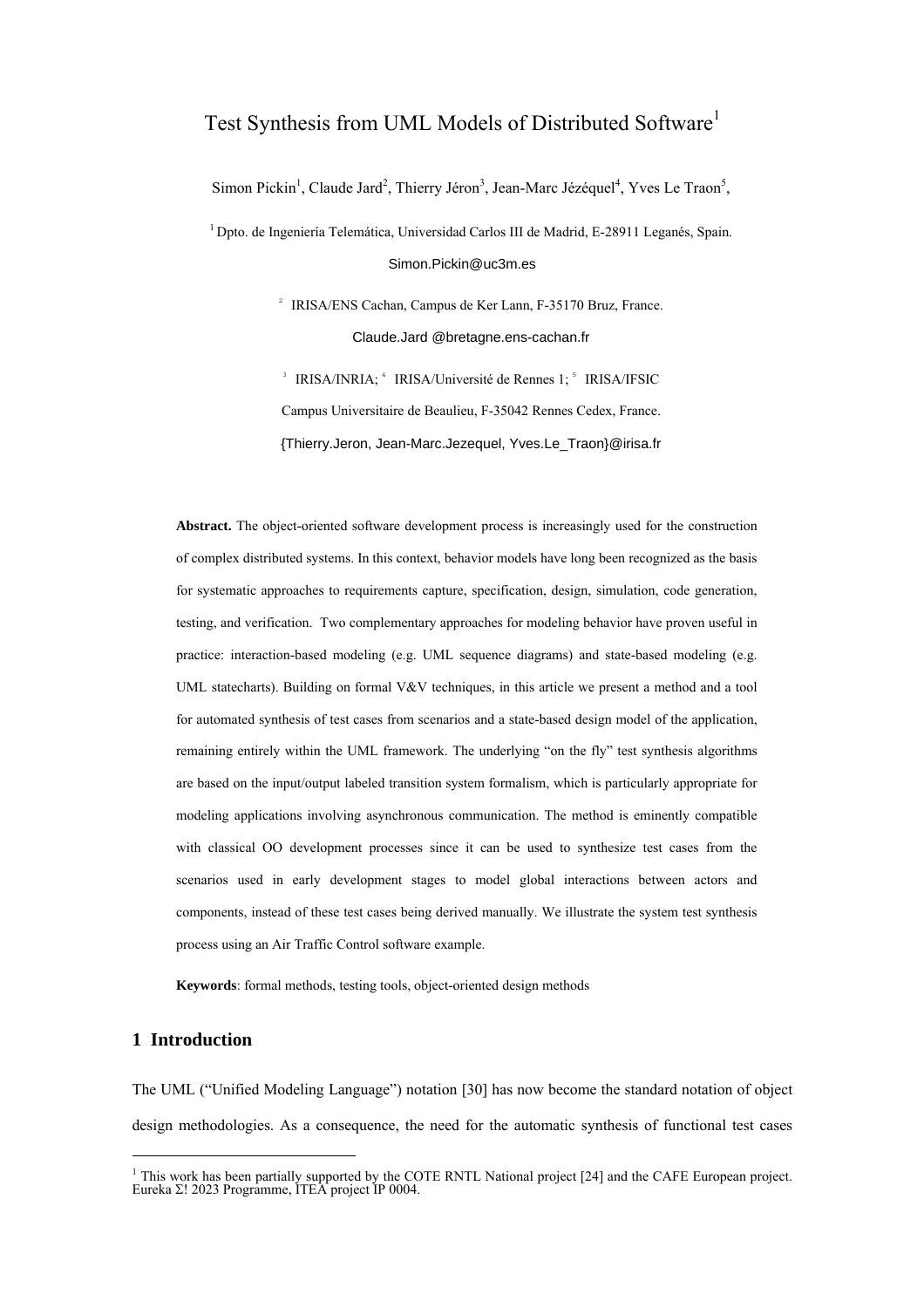#  Test Synthesis from UML Models of Distributed Software[1]

Simon Pickin[1], Claude Jard[2], Thierry Jéron[3], Jean-Marc Jézéquel[4], Yves Le Traon[5],

[1] Dpto. de Ingeniería Telemática, Universidad Carlos III de Madrid, E-28911 Leganés, Spain.

Simon.Pickin@uc3m.es

[2] IRISA/ENS Cachan, Campus de Ker Lann, F-35170 Bruz, France.

Claude.Jard @bretagne.ens-cachan.fr

[3] IRISA/INRIA; [4] IRISA/Université de Rennes 1; [5] IRISA/IFSIC

Campus Universitaire de Beaulieu, F-35042 Rennes Cedex, France.

{Thierry.Jeron, Jean-Marc.Jezequel, Yves.Le_Traon}@irisa.fr

**Abstract.** The object-oriented software development process is increasingly used for the construction of complex distributed systems. In this context, behavior models have long been recognized as the basis for systematic approaches to requirements capture, specification, design, simulation, code generation, testing, and verification. Two complementary approaches for modeling behavior have proven useful in practice: interaction-based modeling (e.g. UML sequence diagrams) and state-based modeling (e.g. UML statecharts). Building on formal V&V techniques, in this article we present a method and a tool for automated synthesis of test cases from scenarios and a state-based design model of the application, remaining entirely within the UML framework. The underlying "on the fly" test synthesis algorithms are based on the input/output labeled transition system formalism, which is particularly appropriate for modeling applications involving asynchronous communication. The method is eminently compatible with classical OO development processes since it can be used to synthesize test cases from the scenarios used in early development stages to model global interactions between actors and components, instead of these test cases being derived manually. We illustrate the system test synthesis process using an Air Traffic Control software example.

**Keywords**: formal methods, testing tools, object-oriented design methods

## 1 Introduction

The UML ("Unified Modeling Language") notation [30] has now become the standard notation of object design methodologies. As a consequence, the need for the automatic synthesis of functional test cases

[1] This work has been partially supported by the COTE RNTL National project [24] and the CAFE European project. Eureka Σ! 2023 Programme, ITEA project IP 0004.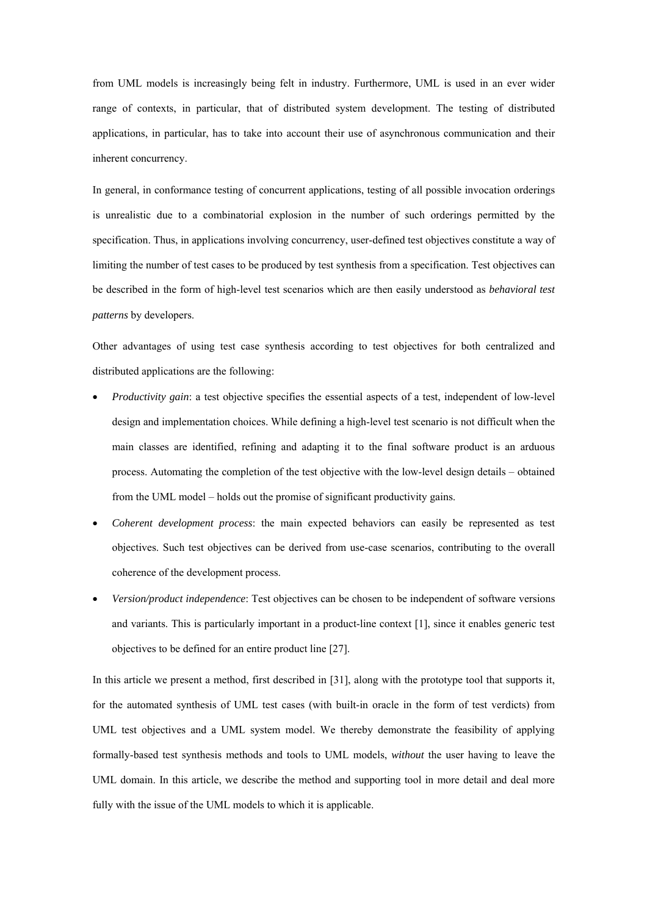from UML models is increasingly being felt in industry. Furthermore, UML is used in an ever wider range of contexts, in particular, that of distributed system development. The testing of distributed applications, in particular, has to take into account their use of asynchronous communication and their inherent concurrency.

In general, in conformance testing of concurrent applications, testing of all possible invocation orderings is unrealistic due to a combinatorial explosion in the number of such orderings permitted by the specification. Thus, in applications involving concurrency, user-defined test objectives constitute a way of limiting the number of test cases to be produced by test synthesis from a specification. Test objectives can be described in the form of high-level test scenarios which are then easily understood as *behavioral test patterns* by developers.

Other advantages of using test case synthesis according to test objectives for both centralized and distributed applications are the following:

- *Productivity gain*: a test objective specifies the essential aspects of a test, independent of low-level design and implementation choices. While defining a high-level test scenario is not difficult when the main classes are identified, refining and adapting it to the final software product is an arduous process. Automating the completion of the test objective with the low-level design details – obtained from the UML model – holds out the promise of significant productivity gains.
- *Coherent development process*: the main expected behaviors can easily be represented as test objectives. Such test objectives can be derived from use-case scenarios, contributing to the overall coherence of the development process.
- *Version/product independence*: Test objectives can be chosen to be independent of software versions and variants. This is particularly important in a product-line context [1], since it enables generic test objectives to be defined for an entire product line [27].

In this article we present a method, first described in [31], along with the prototype tool that supports it, for the automated synthesis of UML test cases (with built-in oracle in the form of test verdicts) from UML test objectives and a UML system model. We thereby demonstrate the feasibility of applying formally-based test synthesis methods and tools to UML models, *without* the user having to leave the UML domain. In this article, we describe the method and supporting tool in more detail and deal more fully with the issue of the UML models to which it is applicable.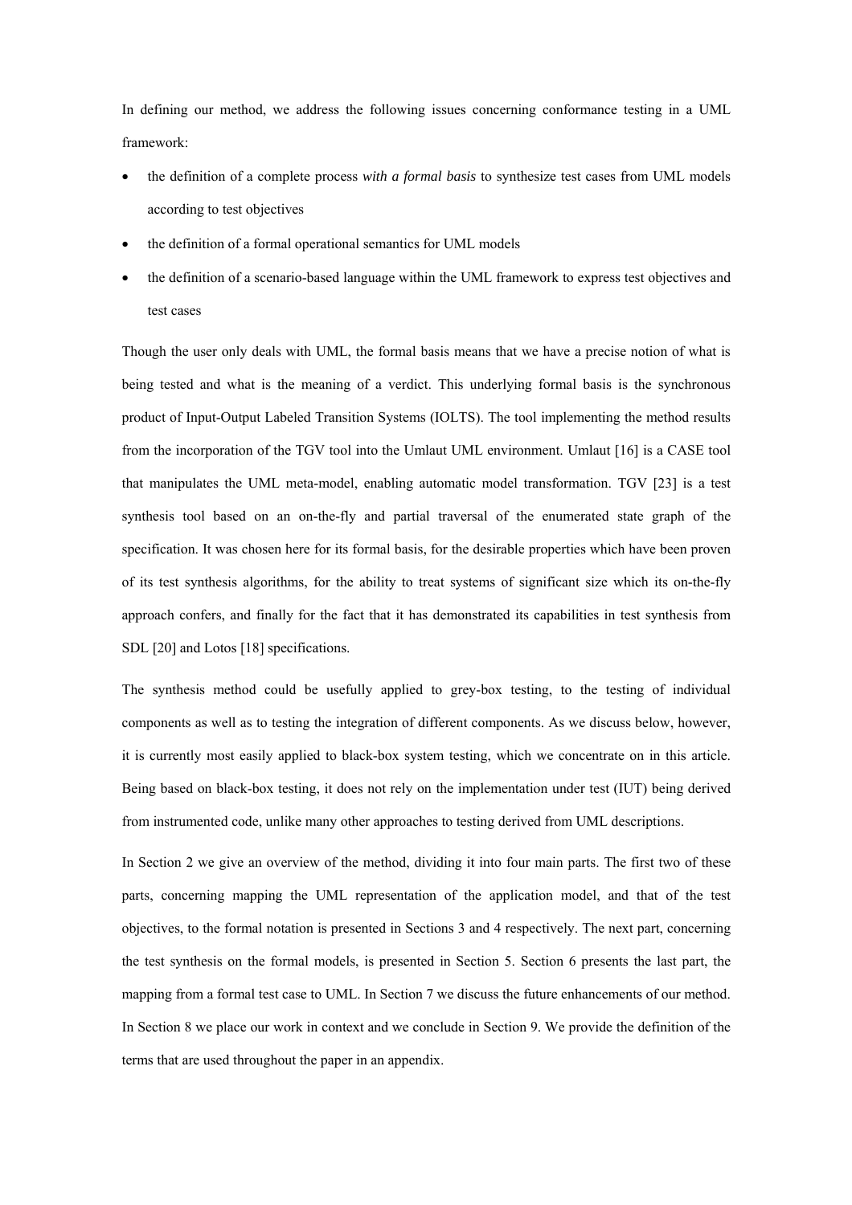In defining our method, we address the following issues concerning conformance testing in a UML framework:

- the definition of a complete process *with a formal basis* to synthesize test cases from UML models according to test objectives
- the definition of a formal operational semantics for UML models
- the definition of a scenario-based language within the UML framework to express test objectives and test cases

Though the user only deals with UML, the formal basis means that we have a precise notion of what is being tested and what is the meaning of a verdict. This underlying formal basis is the synchronous product of Input-Output Labeled Transition Systems (IOLTS). The tool implementing the method results from the incorporation of the TGV tool into the Umlaut UML environment. Umlaut [16] is a CASE tool that manipulates the UML meta-model, enabling automatic model transformation. TGV [23] is a test synthesis tool based on an on-the-fly and partial traversal of the enumerated state graph of the specification. It was chosen here for its formal basis, for the desirable properties which have been proven of its test synthesis algorithms, for the ability to treat systems of significant size which its on-the-fly approach confers, and finally for the fact that it has demonstrated its capabilities in test synthesis from SDL [20] and Lotos [18] specifications.

The synthesis method could be usefully applied to grey-box testing, to the testing of individual components as well as to testing the integration of different components. As we discuss below, however, it is currently most easily applied to black-box system testing, which we concentrate on in this article. Being based on black-box testing, it does not rely on the implementation under test (IUT) being derived from instrumented code, unlike many other approaches to testing derived from UML descriptions.

In Section 2 we give an overview of the method, dividing it into four main parts. The first two of these parts, concerning mapping the UML representation of the application model, and that of the test objectives, to the formal notation is presented in Sections 3 and 4 respectively. The next part, concerning the test synthesis on the formal models, is presented in Section 5. Section 6 presents the last part, the mapping from a formal test case to UML. In Section 7 we discuss the future enhancements of our method. In Section 8 we place our work in context and we conclude in Section 9. We provide the definition of the terms that are used throughout the paper in an appendix.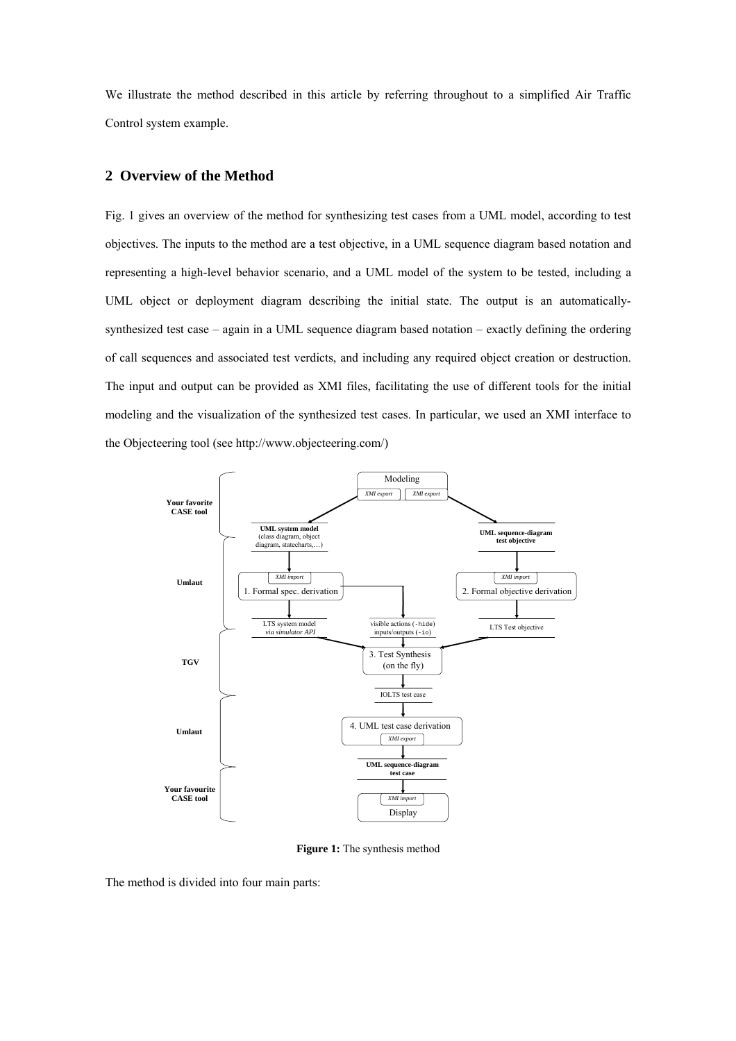We illustrate the method described in this article by referring throughout to a simplified Air Traffic Control system example.

## 2 Overview of the Method

Fig. 1 gives an overview of the method for synthesizing test cases from a UML model, according to test objectives. The inputs to the method are a test objective, in a UML sequence diagram based notation and representing a high-level behavior scenario, and a UML model of the system to be tested, including a UML object or deployment diagram describing the initial state. The output is an automatically-synthesized test case – again in a UML sequence diagram based notation – exactly defining the ordering of call sequences and associated test verdicts, and including any required object creation or destruction. The input and output can be provided as XMI files, facilitating the use of different tools for the initial modeling and the visualization of the synthesized test cases. In particular, we used an XMI interface to the Objecteering tool (see http://www.objecteering.com/)

**Your favorite CASE tool**

Modeling (XMI export, XMI export) → UML system model (class diagram, object diagram, statecharts,…) ; UML sequence-diagram test objective

**Umlaut**

1. Formal spec. derivation (XMI import) → LTS system model *via simulator API* ; visible actions (`-hide`) inputs/outputs (`-io`)

2. Formal objective derivation (XMI import) → LTS Test objective

**TGV**

3. Test Synthesis (on the fly) → IOLTS test case

**Umlaut**

4. UML test case derivation (XMI export) → UML sequence-diagram test case

**Your favourite CASE tool**

Display (XMI import)

**Figure 1:** The synthesis method

The method is divided into four main parts: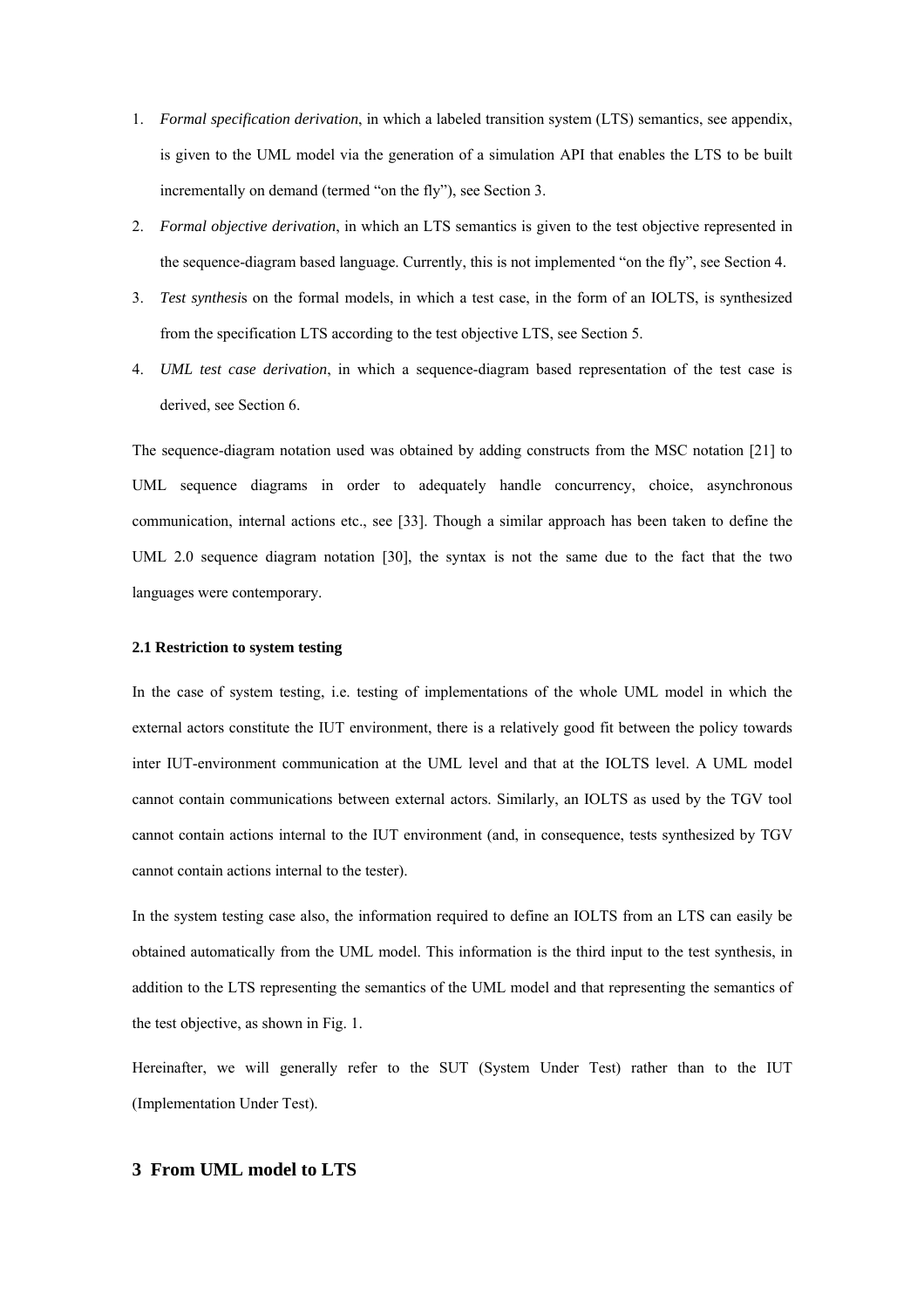1. *Formal specification derivation*, in which a labeled transition system (LTS) semantics, see appendix, is given to the UML model via the generation of a simulation API that enables the LTS to be built incrementally on demand (termed "on the fly"), see Section 3.
2. *Formal objective derivation*, in which an LTS semantics is given to the test objective represented in the sequence-diagram based language. Currently, this is not implemented "on the fly", see Section 4.
3. *Test synthesis* on the formal models, in which a test case, in the form of an IOLTS, is synthesized from the specification LTS according to the test objective LTS, see Section 5.
4. *UML test case derivation*, in which a sequence-diagram based representation of the test case is derived, see Section 6.

The sequence-diagram notation used was obtained by adding constructs from the MSC notation [21] to UML sequence diagrams in order to adequately handle concurrency, choice, asynchronous communication, internal actions etc., see [33]. Though a similar approach has been taken to define the UML 2.0 sequence diagram notation [30], the syntax is not the same due to the fact that the two languages were contemporary.

#### 2.1 Restriction to system testing

In the case of system testing, i.e. testing of implementations of the whole UML model in which the external actors constitute the IUT environment, there is a relatively good fit between the policy towards inter IUT-environment communication at the UML level and that at the IOLTS level. A UML model cannot contain communications between external actors. Similarly, an IOLTS as used by the TGV tool cannot contain actions internal to the IUT environment (and, in consequence, tests synthesized by TGV cannot contain actions internal to the tester).

In the system testing case also, the information required to define an IOLTS from an LTS can easily be obtained automatically from the UML model. This information is the third input to the test synthesis, in addition to the LTS representing the semantics of the UML model and that representing the semantics of the test objective, as shown in Fig. 1.

Hereinafter, we will generally refer to the SUT (System Under Test) rather than to the IUT (Implementation Under Test).

## 3 From UML model to LTS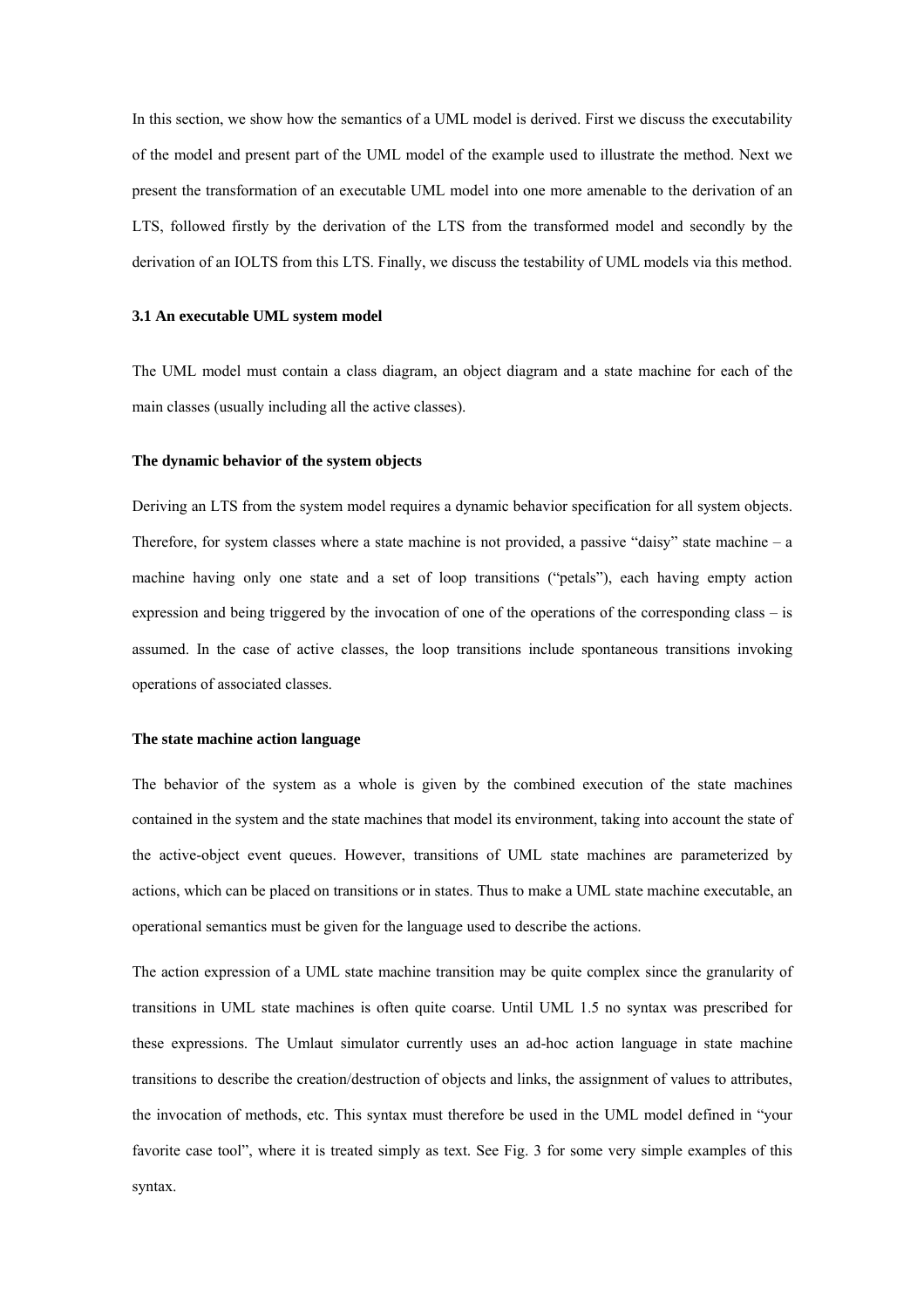In this section, we show how the semantics of a UML model is derived. First we discuss the executability of the model and present part of the UML model of the example used to illustrate the method. Next we present the transformation of an executable UML model into one more amenable to the derivation of an LTS, followed firstly by the derivation of the LTS from the transformed model and secondly by the derivation of an IOLTS from this LTS. Finally, we discuss the testability of UML models via this method.

### 3.1 An executable UML system model

The UML model must contain a class diagram, an object diagram and a state machine for each of the main classes (usually including all the active classes).

#### The dynamic behavior of the system objects

Deriving an LTS from the system model requires a dynamic behavior specification for all system objects. Therefore, for system classes where a state machine is not provided, a passive "daisy" state machine – a machine having only one state and a set of loop transitions ("petals"), each having empty action expression and being triggered by the invocation of one of the operations of the corresponding class – is assumed. In the case of active classes, the loop transitions include spontaneous transitions invoking operations of associated classes.

#### The state machine action language

The behavior of the system as a whole is given by the combined execution of the state machines contained in the system and the state machines that model its environment, taking into account the state of the active-object event queues. However, transitions of UML state machines are parameterized by actions, which can be placed on transitions or in states. Thus to make a UML state machine executable, an operational semantics must be given for the language used to describe the actions.

The action expression of a UML state machine transition may be quite complex since the granularity of transitions in UML state machines is often quite coarse. Until UML 1.5 no syntax was prescribed for these expressions. The Umlaut simulator currently uses an ad-hoc action language in state machine transitions to describe the creation/destruction of objects and links, the assignment of values to attributes, the invocation of methods, etc. This syntax must therefore be used in the UML model defined in "your favorite case tool", where it is treated simply as text. See Fig. 3 for some very simple examples of this syntax.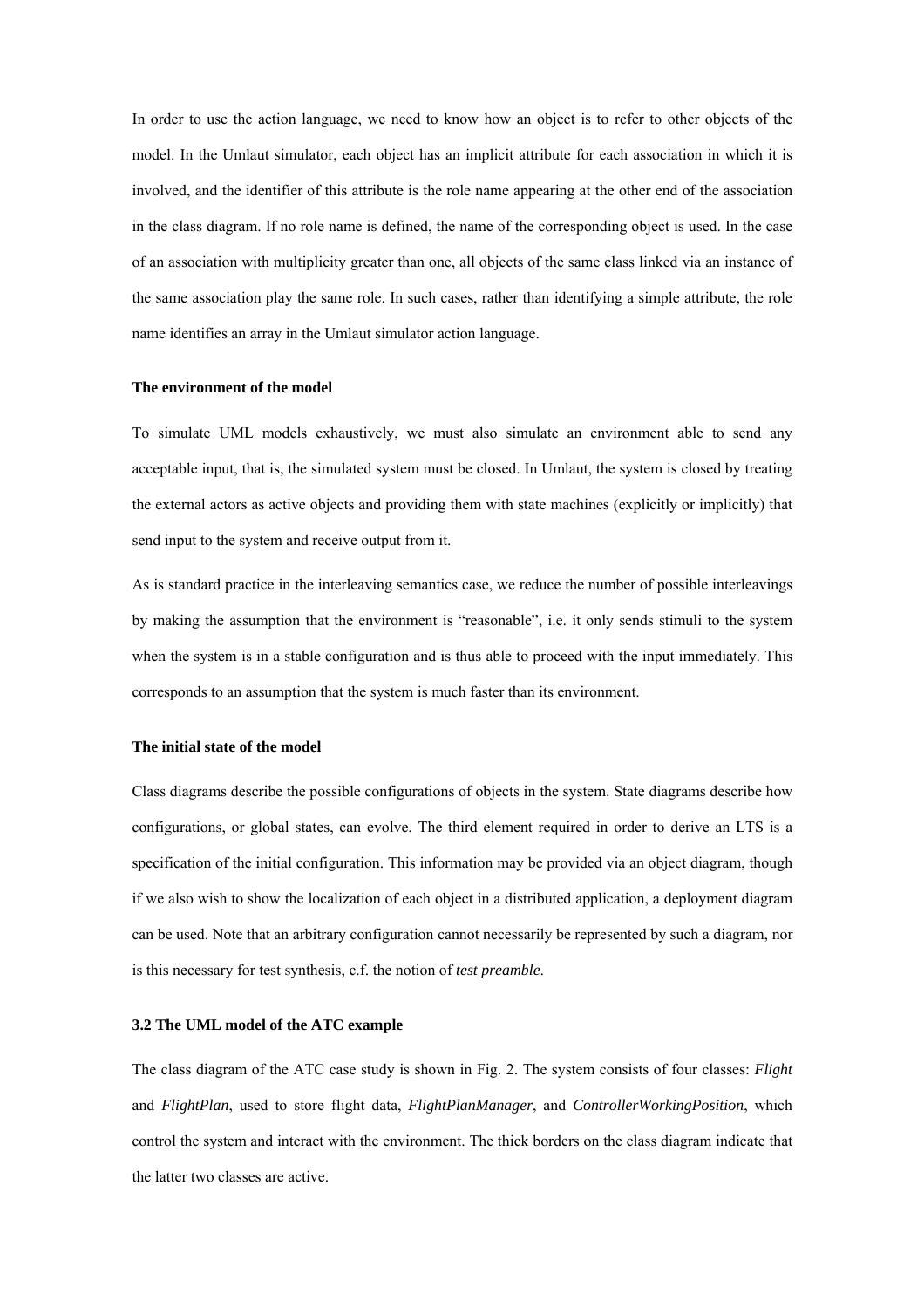In order to use the action language, we need to know how an object is to refer to other objects of the model. In the Umlaut simulator, each object has an implicit attribute for each association in which it is involved, and the identifier of this attribute is the role name appearing at the other end of the association in the class diagram. If no role name is defined, the name of the corresponding object is used. In the case of an association with multiplicity greater than one, all objects of the same class linked via an instance of the same association play the same role. In such cases, rather than identifying a simple attribute, the role name identifies an array in the Umlaut simulator action language.

**The environment of the model**

To simulate UML models exhaustively, we must also simulate an environment able to send any acceptable input, that is, the simulated system must be closed. In Umlaut, the system is closed by treating the external actors as active objects and providing them with state machines (explicitly or implicitly) that send input to the system and receive output from it.

As is standard practice in the interleaving semantics case, we reduce the number of possible interleavings by making the assumption that the environment is "reasonable", i.e. it only sends stimuli to the system when the system is in a stable configuration and is thus able to proceed with the input immediately. This corresponds to an assumption that the system is much faster than its environment.

**The initial state of the model**

Class diagrams describe the possible configurations of objects in the system. State diagrams describe how configurations, or global states, can evolve. The third element required in order to derive an LTS is a specification of the initial configuration. This information may be provided via an object diagram, though if we also wish to show the localization of each object in a distributed application, a deployment diagram can be used. Note that an arbitrary configuration cannot necessarily be represented by such a diagram, nor is this necessary for test synthesis, c.f. the notion of *test preamble*.

### 3.2 The UML model of the ATC example

The class diagram of the ATC case study is shown in Fig. 2. The system consists of four classes: *Flight* and *FlightPlan*, used to store flight data, *FlightPlanManager*, and *ControllerWorkingPosition*, which control the system and interact with the environment. The thick borders on the class diagram indicate that the latter two classes are active.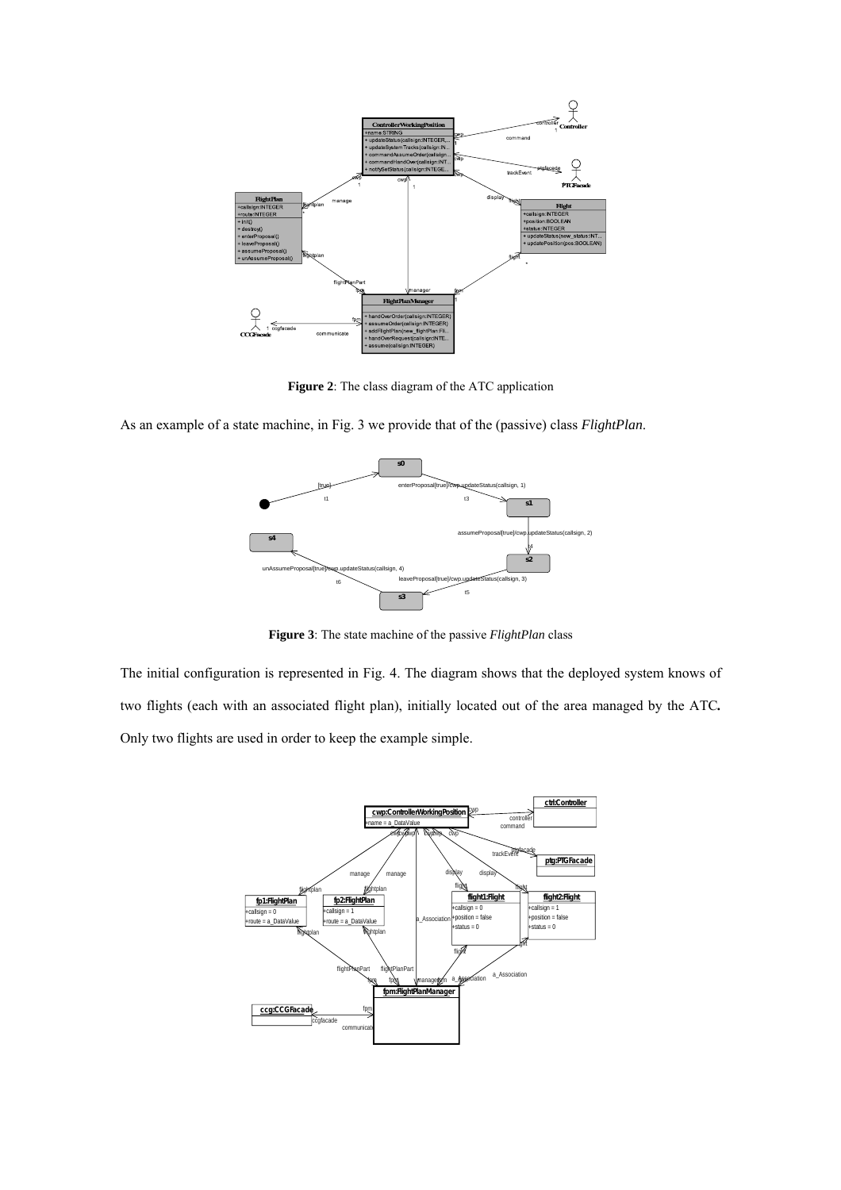**Figure 2**: The class diagram of the ATC application

As an example of a state machine, in Fig. 3 we provide that of the (passive) class *FlightPlan*.

**Figure 3**: The state machine of the passive *FlightPlan* class

The initial configuration is represented in Fig. 4. The diagram shows that the deployed system knows of two flights (each with an associated flight plan), initially located out of the area managed by the ATC**.** Only two flights are used in order to keep the example simple.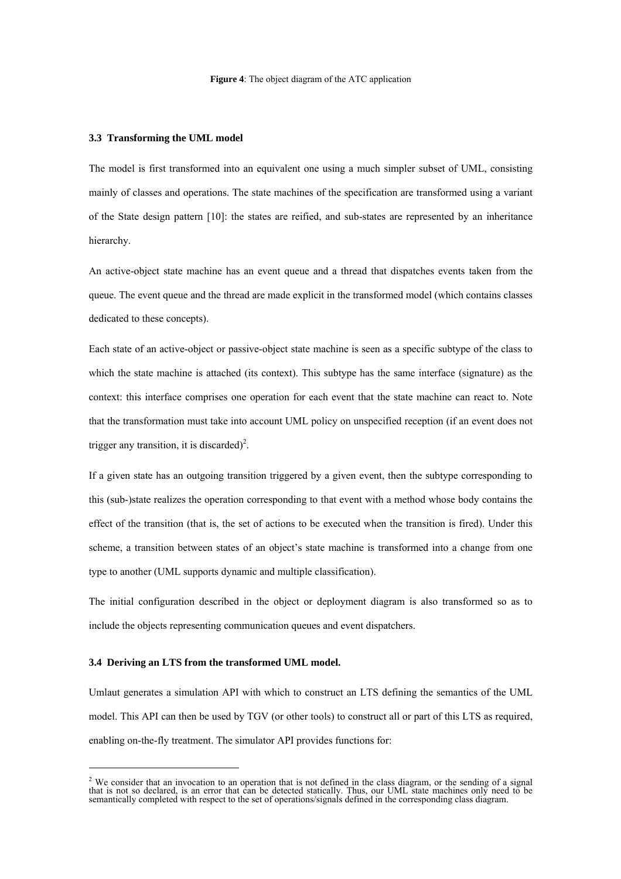**Figure 4**: The object diagram of the ATC application

### 3.3 Transforming the UML model

The model is first transformed into an equivalent one using a much simpler subset of UML, consisting mainly of classes and operations. The state machines of the specification are transformed using a variant of the State design pattern [10]: the states are reified, and sub-states are represented by an inheritance hierarchy.

An active-object state machine has an event queue and a thread that dispatches events taken from the queue. The event queue and the thread are made explicit in the transformed model (which contains classes dedicated to these concepts).

Each state of an active-object or passive-object state machine is seen as a specific subtype of the class to which the state machine is attached (its context). This subtype has the same interface (signature) as the context: this interface comprises one operation for each event that the state machine can react to. Note that the transformation must take into account UML policy on unspecified reception (if an event does not trigger any transition, it is discarded)[2].

If a given state has an outgoing transition triggered by a given event, then the subtype corresponding to this (sub-)state realizes the operation corresponding to that event with a method whose body contains the effect of the transition (that is, the set of actions to be executed when the transition is fired). Under this scheme, a transition between states of an object's state machine is transformed into a change from one type to another (UML supports dynamic and multiple classification).

The initial configuration described in the object or deployment diagram is also transformed so as to include the objects representing communication queues and event dispatchers.

### 3.4 Deriving an LTS from the transformed UML model.

Umlaut generates a simulation API with which to construct an LTS defining the semantics of the UML model. This API can then be used by TGV (or other tools) to construct all or part of this LTS as required, enabling on-the-fly treatment. The simulator API provides functions for:

---

[2] We consider that an invocation to an operation that is not defined in the class diagram, or the sending of a signal that is not so declared, is an error that can be detected statically. Thus, our UML state machines only need to be semantically completed with respect to the set of operations/signals defined in the corresponding class diagram.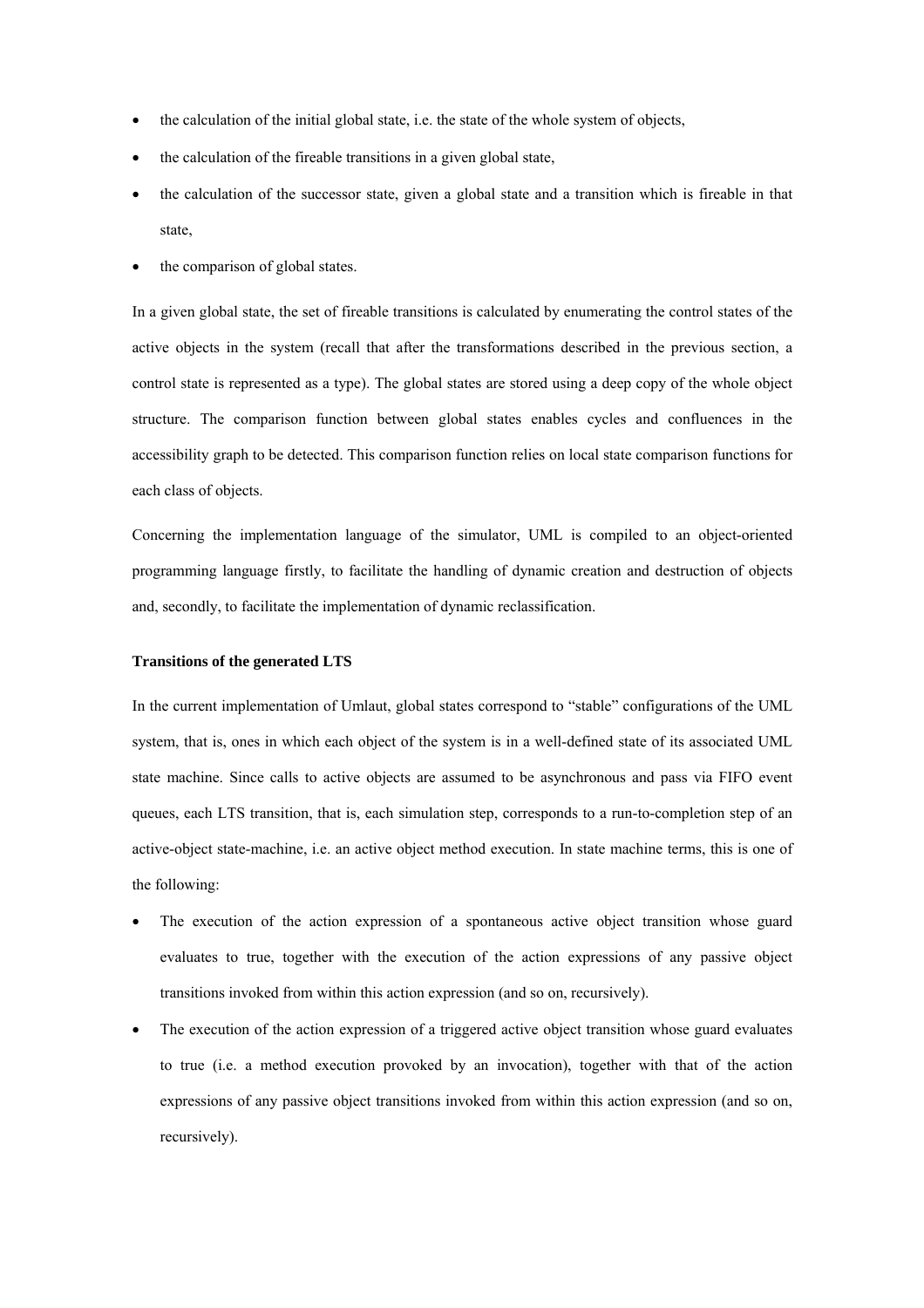- the calculation of the initial global state, i.e. the state of the whole system of objects,
- the calculation of the fireable transitions in a given global state,
- the calculation of the successor state, given a global state and a transition which is fireable in that state,
- the comparison of global states.

In a given global state, the set of fireable transitions is calculated by enumerating the control states of the active objects in the system (recall that after the transformations described in the previous section, a control state is represented as a type). The global states are stored using a deep copy of the whole object structure. The comparison function between global states enables cycles and confluences in the accessibility graph to be detected. This comparison function relies on local state comparison functions for each class of objects.

Concerning the implementation language of the simulator, UML is compiled to an object-oriented programming language firstly, to facilitate the handling of dynamic creation and destruction of objects and, secondly, to facilitate the implementation of dynamic reclassification.

**Transitions of the generated LTS**

In the current implementation of Umlaut, global states correspond to "stable" configurations of the UML system, that is, ones in which each object of the system is in a well-defined state of its associated UML state machine. Since calls to active objects are assumed to be asynchronous and pass via FIFO event queues, each LTS transition, that is, each simulation step, corresponds to a run-to-completion step of an active-object state-machine, i.e. an active object method execution. In state machine terms, this is one of the following:

- The execution of the action expression of a spontaneous active object transition whose guard evaluates to true, together with the execution of the action expressions of any passive object transitions invoked from within this action expression (and so on, recursively).
- The execution of the action expression of a triggered active object transition whose guard evaluates to true (i.e. a method execution provoked by an invocation), together with that of the action expressions of any passive object transitions invoked from within this action expression (and so on, recursively).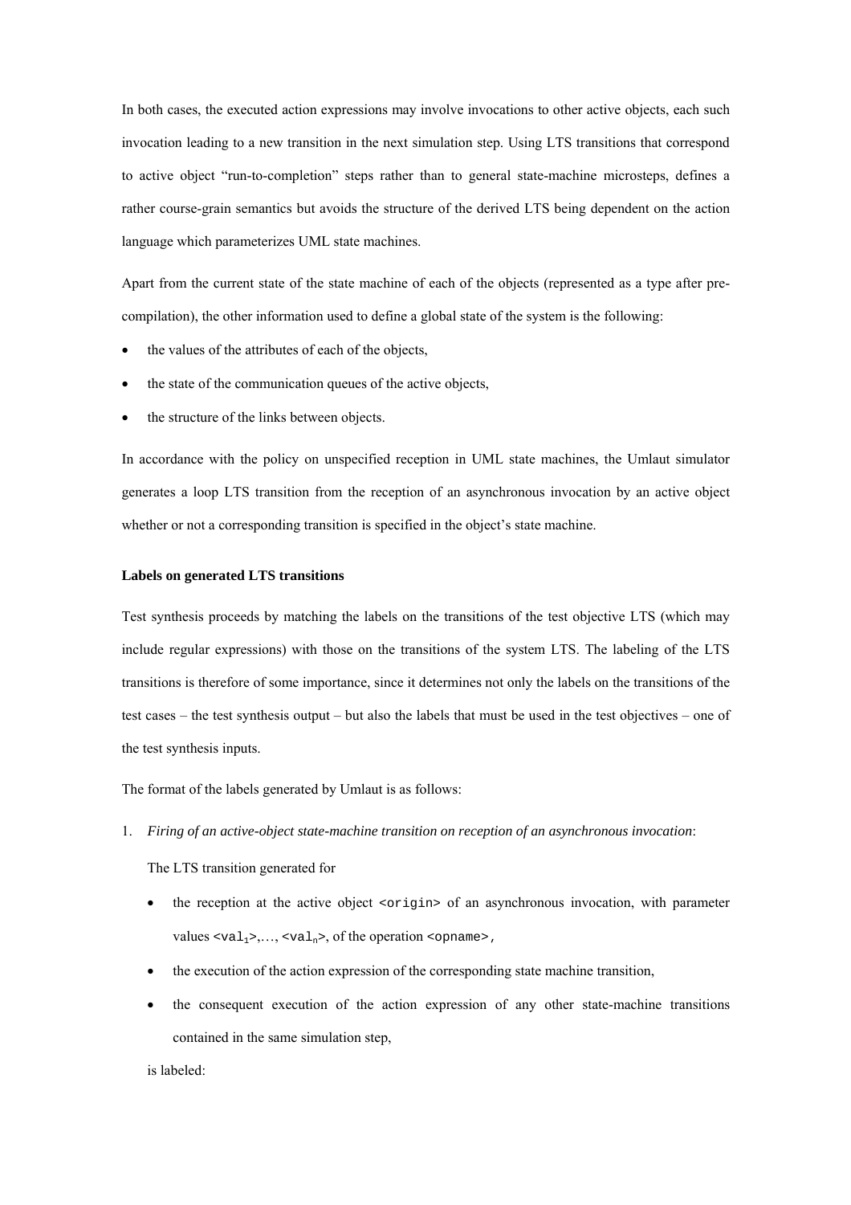In both cases, the executed action expressions may involve invocations to other active objects, each such invocation leading to a new transition in the next simulation step. Using LTS transitions that correspond to active object "run-to-completion" steps rather than to general state-machine microsteps, defines a rather course-grain semantics but avoids the structure of the derived LTS being dependent on the action language which parameterizes UML state machines.

Apart from the current state of the state machine of each of the objects (represented as a type after pre-compilation), the other information used to define a global state of the system is the following:

- the values of the attributes of each of the objects,
- the state of the communication queues of the active objects,
- the structure of the links between objects.

In accordance with the policy on unspecified reception in UML state machines, the Umlaut simulator generates a loop LTS transition from the reception of an asynchronous invocation by an active object whether or not a corresponding transition is specified in the object's state machine.

#### Labels on generated LTS transitions

Test synthesis proceeds by matching the labels on the transitions of the test objective LTS (which may include regular expressions) with those on the transitions of the system LTS. The labeling of the LTS transitions is therefore of some importance, since it determines not only the labels on the transitions of the test cases – the test synthesis output – but also the labels that must be used in the test objectives – one of the test synthesis inputs.

The format of the labels generated by Umlaut is as follows:

1. *Firing of an active-object state-machine transition on reception of an asynchronous invocation*:

   The LTS transition generated for

   - the reception at the active object `<origin>` of an asynchronous invocation, with parameter values `<val`$_1$`>`,…, `<val`$_n$`>`, of the operation `<opname>`,
   - the execution of the action expression of the corresponding state machine transition,
   - the consequent execution of the action expression of any other state-machine transitions contained in the same simulation step,

   is labeled: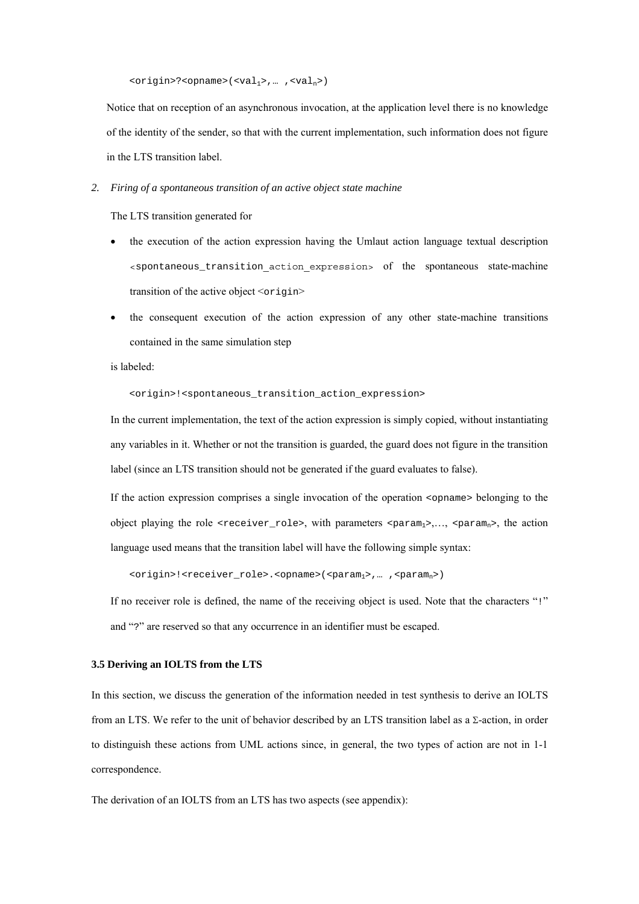```
<origin>?<opname>(<val_1>,… ,<val_n>)
```

Notice that on reception of an asynchronous invocation, at the application level there is no knowledge of the identity of the sender, so that with the current implementation, such information does not figure in the LTS transition label.

2. *Firing of a spontaneous transition of an active object state machine*

   The LTS transition generated for

   - the execution of the action expression having the Umlaut action language textual description `<spontaneous_transition_action_expression>` of the spontaneous state-machine transition of the active object `<origin>`
   - the consequent execution of the action expression of any other state-machine transitions contained in the same simulation step

   is labeled:

   ```
   <origin>!<spontaneous_transition_action_expression>
   ```

   In the current implementation, the text of the action expression is simply copied, without instantiating any variables in it. Whether or not the transition is guarded, the guard does not figure in the transition label (since an LTS transition should not be generated if the guard evaluates to false).

   If the action expression comprises a single invocation of the operation `<opname>` belonging to the object playing the role `<receiver_role>`, with parameters `<param_1>`,…, `<param_n>`, the action language used means that the transition label will have the following simple syntax:

   ```
   <origin>!<receiver_role>.<opname>(<param_1>,… ,<param_n>)
   ```

   If no receiver role is defined, the name of the receiving object is used. Note that the characters "`!`" and "?" are reserved so that any occurrence in an identifier must be escaped.

### 3.5 Deriving an IOLTS from the LTS

In this section, we discuss the generation of the information needed in test synthesis to derive an IOLTS from an LTS. We refer to the unit of behavior described by an LTS transition label as a Σ-action, in order to distinguish these actions from UML actions since, in general, the two types of action are not in 1-1 correspondence.

The derivation of an IOLTS from an LTS has two aspects (see appendix):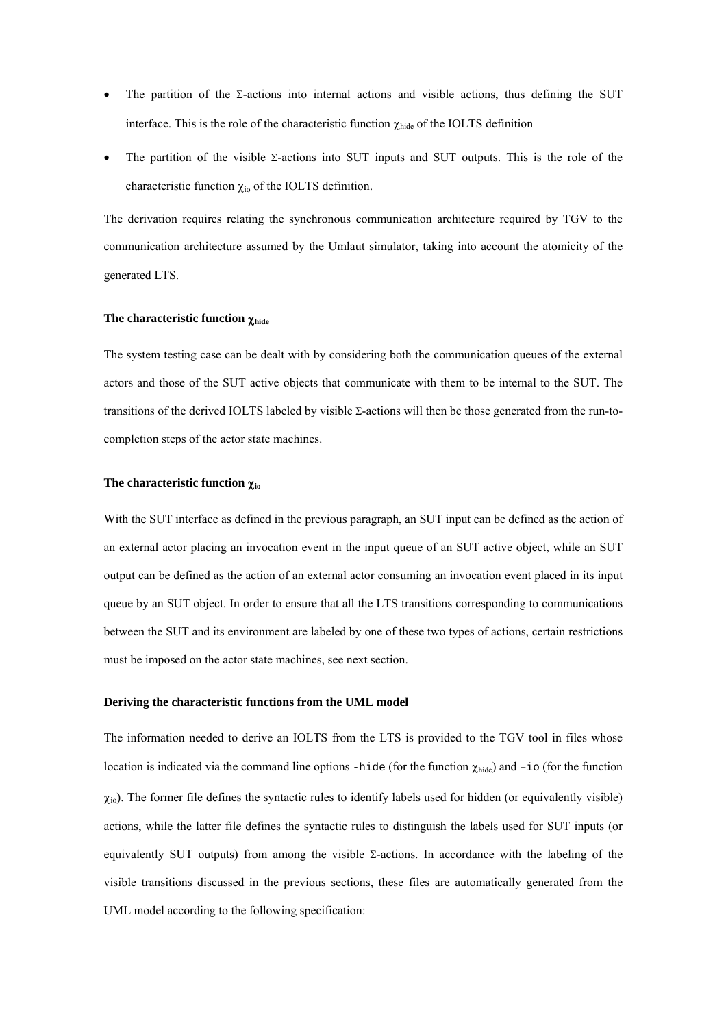- The partition of the Σ-actions into internal actions and visible actions, thus defining the SUT interface. This is the role of the characteristic function $\chi_{hide}$ of the IOLTS definition
- The partition of the visible Σ-actions into SUT inputs and SUT outputs. This is the role of the characteristic function $\chi_{io}$ of the IOLTS definition.

The derivation requires relating the synchronous communication architecture required by TGV to the communication architecture assumed by the Umlaut simulator, taking into account the atomicity of the generated LTS.

#### The characteristic function $\chi_{hide}$

The system testing case can be dealt with by considering both the communication queues of the external actors and those of the SUT active objects that communicate with them to be internal to the SUT. The transitions of the derived IOLTS labeled by visible Σ-actions will then be those generated from the run-to-completion steps of the actor state machines.

#### The characteristic function $\chi_{io}$

With the SUT interface as defined in the previous paragraph, an SUT input can be defined as the action of an external actor placing an invocation event in the input queue of an SUT active object, while an SUT output can be defined as the action of an external actor consuming an invocation event placed in its input queue by an SUT object. In order to ensure that all the LTS transitions corresponding to communications between the SUT and its environment are labeled by one of these two types of actions, certain restrictions must be imposed on the actor state machines, see next section.

#### Deriving the characteristic functions from the UML model

The information needed to derive an IOLTS from the LTS is provided to the TGV tool in files whose location is indicated via the command line options `-hide` (for the function $\chi_{hide}$) and `–io` (for the function $\chi_{io}$). The former file defines the syntactic rules to identify labels used for hidden (or equivalently visible) actions, while the latter file defines the syntactic rules to distinguish the labels used for SUT inputs (or equivalently SUT outputs) from among the visible Σ-actions. In accordance with the labeling of the visible transitions discussed in the previous sections, these files are automatically generated from the UML model according to the following specification: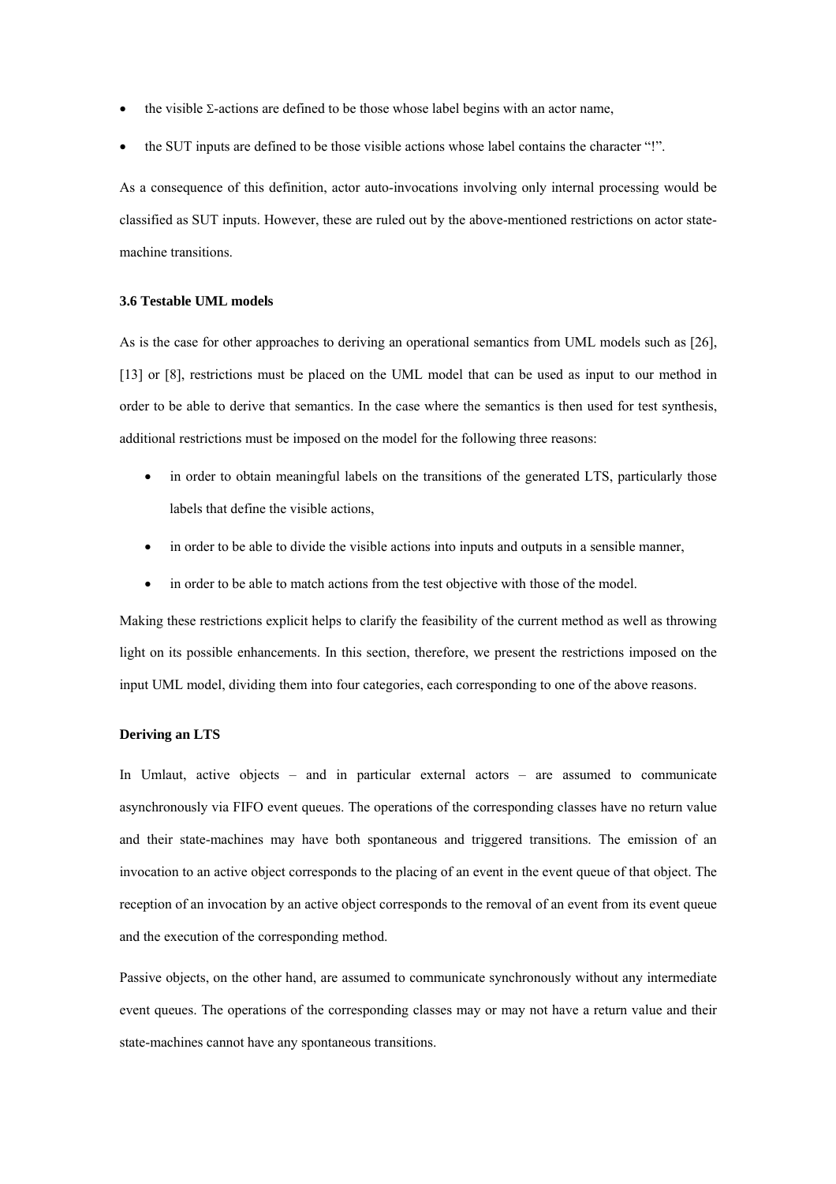- the visible Σ-actions are defined to be those whose label begins with an actor name,
- the SUT inputs are defined to be those visible actions whose label contains the character "!".

As a consequence of this definition, actor auto-invocations involving only internal processing would be classified as SUT inputs. However, these are ruled out by the above-mentioned restrictions on actor state-machine transitions.

### 3.6 Testable UML models

As is the case for other approaches to deriving an operational semantics from UML models such as [26], [13] or [8], restrictions must be placed on the UML model that can be used as input to our method in order to be able to derive that semantics. In the case where the semantics is then used for test synthesis, additional restrictions must be imposed on the model for the following three reasons:

- in order to obtain meaningful labels on the transitions of the generated LTS, particularly those labels that define the visible actions,
- in order to be able to divide the visible actions into inputs and outputs in a sensible manner,
- in order to be able to match actions from the test objective with those of the model.

Making these restrictions explicit helps to clarify the feasibility of the current method as well as throwing light on its possible enhancements. In this section, therefore, we present the restrictions imposed on the input UML model, dividing them into four categories, each corresponding to one of the above reasons.

#### Deriving an LTS

In Umlaut, active objects – and in particular external actors – are assumed to communicate asynchronously via FIFO event queues. The operations of the corresponding classes have no return value and their state-machines may have both spontaneous and triggered transitions. The emission of an invocation to an active object corresponds to the placing of an event in the event queue of that object. The reception of an invocation by an active object corresponds to the removal of an event from its event queue and the execution of the corresponding method.

Passive objects, on the other hand, are assumed to communicate synchronously without any intermediate event queues. The operations of the corresponding classes may or may not have a return value and their state-machines cannot have any spontaneous transitions.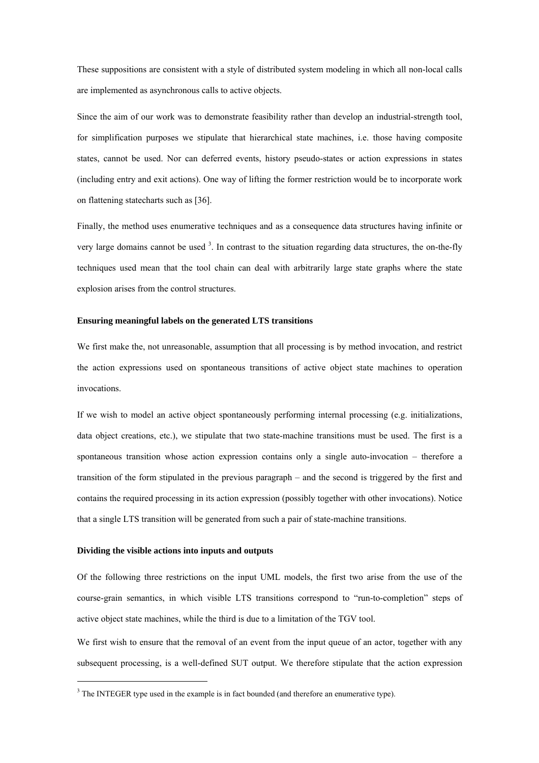These suppositions are consistent with a style of distributed system modeling in which all non-local calls are implemented as asynchronous calls to active objects.

Since the aim of our work was to demonstrate feasibility rather than develop an industrial-strength tool, for simplification purposes we stipulate that hierarchical state machines, i.e. those having composite states, cannot be used. Nor can deferred events, history pseudo-states or action expressions in states (including entry and exit actions). One way of lifting the former restriction would be to incorporate work on flattening statecharts such as [36].

Finally, the method uses enumerative techniques and as a consequence data structures having infinite or very large domains cannot be used [3]. In contrast to the situation regarding data structures, the on-the-fly techniques used mean that the tool chain can deal with arbitrarily large state graphs where the state explosion arises from the control structures.

#### Ensuring meaningful labels on the generated LTS transitions

We first make the, not unreasonable, assumption that all processing is by method invocation, and restrict the action expressions used on spontaneous transitions of active object state machines to operation invocations.

If we wish to model an active object spontaneously performing internal processing (e.g. initializations, data object creations, etc.), we stipulate that two state-machine transitions must be used. The first is a spontaneous transition whose action expression contains only a single auto-invocation – therefore a transition of the form stipulated in the previous paragraph – and the second is triggered by the first and contains the required processing in its action expression (possibly together with other invocations). Notice that a single LTS transition will be generated from such a pair of state-machine transitions.

#### Dividing the visible actions into inputs and outputs

Of the following three restrictions on the input UML models, the first two arise from the use of the course-grain semantics, in which visible LTS transitions correspond to "run-to-completion" steps of active object state machines, while the third is due to a limitation of the TGV tool.

We first wish to ensure that the removal of an event from the input queue of an actor, together with any subsequent processing, is a well-defined SUT output. We therefore stipulate that the action expression

---

[3] The INTEGER type used in the example is in fact bounded (and therefore an enumerative type).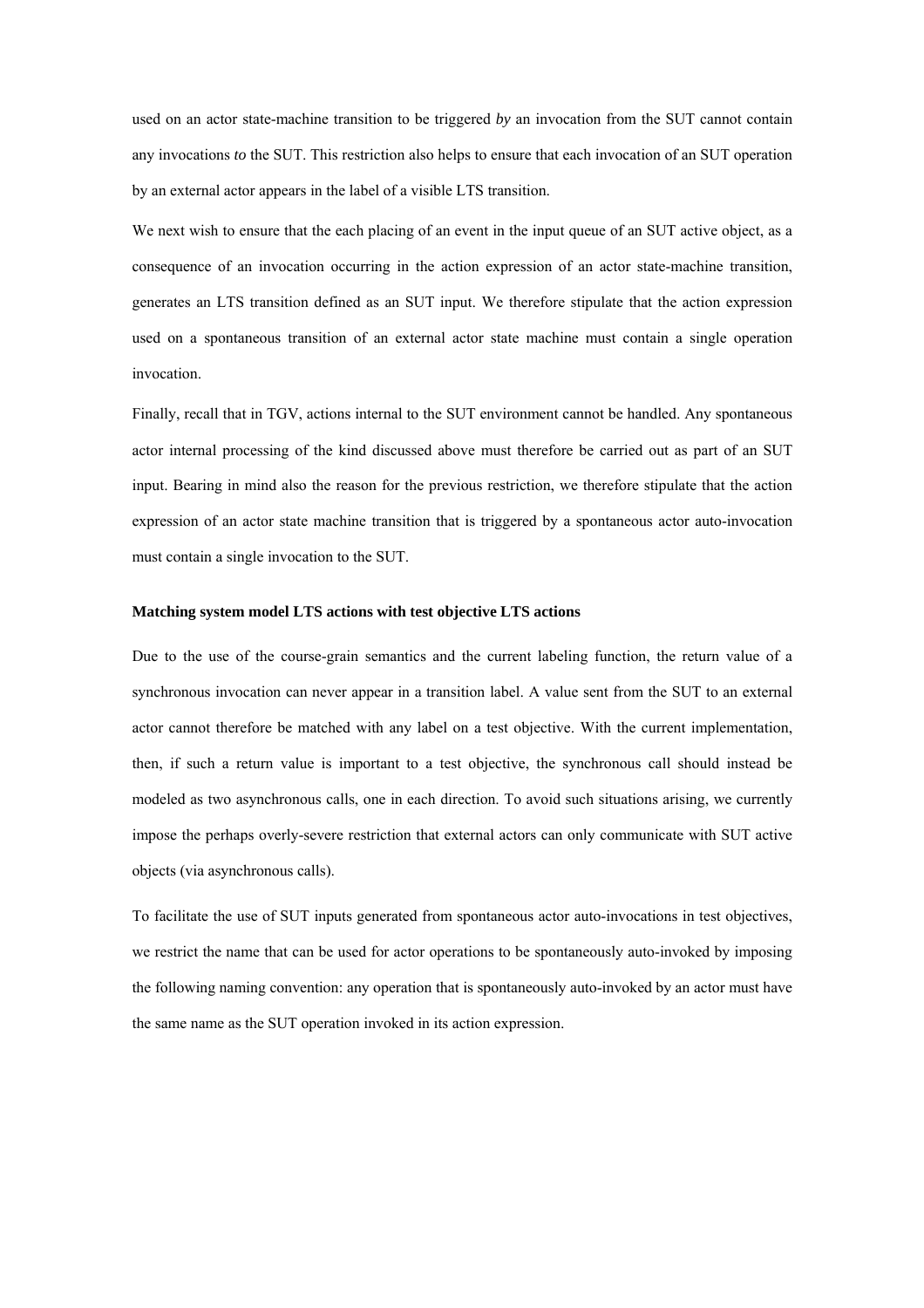used on an actor state-machine transition to be triggered *by* an invocation from the SUT cannot contain any invocations *to* the SUT. This restriction also helps to ensure that each invocation of an SUT operation by an external actor appears in the label of a visible LTS transition.

We next wish to ensure that the each placing of an event in the input queue of an SUT active object, as a consequence of an invocation occurring in the action expression of an actor state-machine transition, generates an LTS transition defined as an SUT input. We therefore stipulate that the action expression used on a spontaneous transition of an external actor state machine must contain a single operation invocation.

Finally, recall that in TGV, actions internal to the SUT environment cannot be handled. Any spontaneous actor internal processing of the kind discussed above must therefore be carried out as part of an SUT input. Bearing in mind also the reason for the previous restriction, we therefore stipulate that the action expression of an actor state machine transition that is triggered by a spontaneous actor auto-invocation must contain a single invocation to the SUT.

**Matching system model LTS actions with test objective LTS actions**

Due to the use of the course-grain semantics and the current labeling function, the return value of a synchronous invocation can never appear in a transition label. A value sent from the SUT to an external actor cannot therefore be matched with any label on a test objective. With the current implementation, then, if such a return value is important to a test objective, the synchronous call should instead be modeled as two asynchronous calls, one in each direction. To avoid such situations arising, we currently impose the perhaps overly-severe restriction that external actors can only communicate with SUT active objects (via asynchronous calls).

To facilitate the use of SUT inputs generated from spontaneous actor auto-invocations in test objectives, we restrict the name that can be used for actor operations to be spontaneously auto-invoked by imposing the following naming convention: any operation that is spontaneously auto-invoked by an actor must have the same name as the SUT operation invoked in its action expression.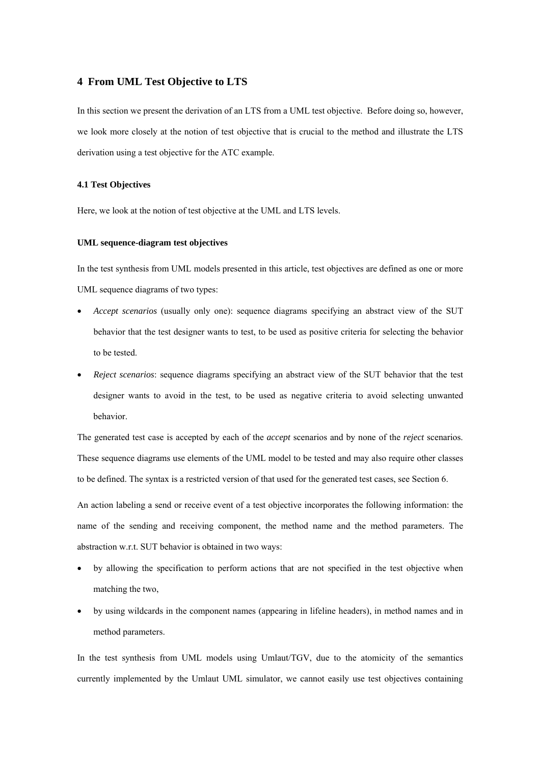## 4 From UML Test Objective to LTS

In this section we present the derivation of an LTS from a UML test objective. Before doing so, however, we look more closely at the notion of test objective that is crucial to the method and illustrate the LTS derivation using a test objective for the ATC example.

### 4.1 Test Objectives

Here, we look at the notion of test objective at the UML and LTS levels.

#### UML sequence-diagram test objectives

In the test synthesis from UML models presented in this article, test objectives are defined as one or more UML sequence diagrams of two types:

- *Accept scenarios* (usually only one): sequence diagrams specifying an abstract view of the SUT behavior that the test designer wants to test, to be used as positive criteria for selecting the behavior to be tested.
- *Reject scenarios*: sequence diagrams specifying an abstract view of the SUT behavior that the test designer wants to avoid in the test, to be used as negative criteria to avoid selecting unwanted behavior.

The generated test case is accepted by each of the *accept* scenarios and by none of the *reject* scenarios. These sequence diagrams use elements of the UML model to be tested and may also require other classes to be defined. The syntax is a restricted version of that used for the generated test cases, see Section 6.

An action labeling a send or receive event of a test objective incorporates the following information: the name of the sending and receiving component, the method name and the method parameters. The abstraction w.r.t. SUT behavior is obtained in two ways:

- by allowing the specification to perform actions that are not specified in the test objective when matching the two,
- by using wildcards in the component names (appearing in lifeline headers), in method names and in method parameters.

In the test synthesis from UML models using Umlaut/TGV, due to the atomicity of the semantics currently implemented by the Umlaut UML simulator, we cannot easily use test objectives containing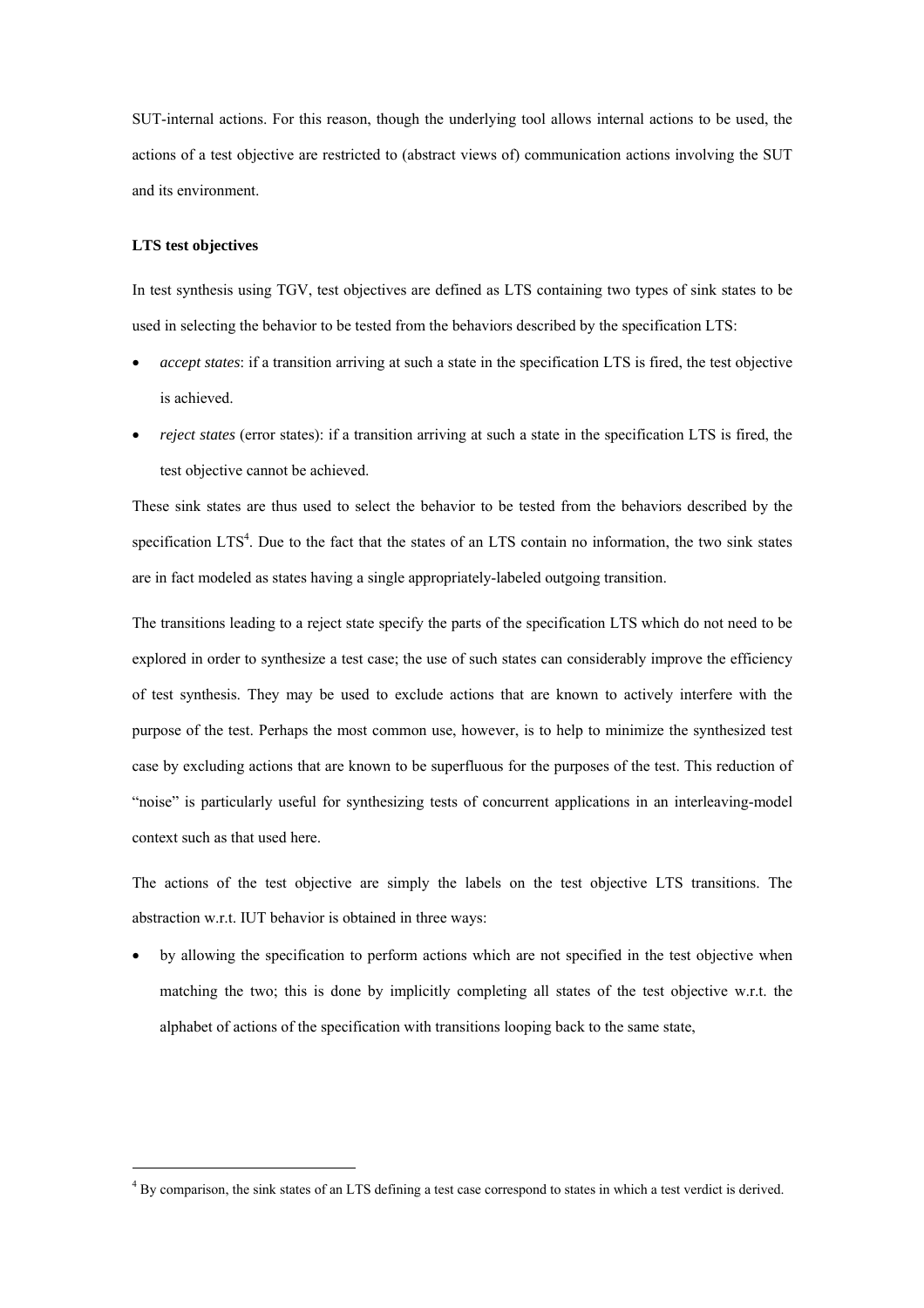SUT-internal actions. For this reason, though the underlying tool allows internal actions to be used, the actions of a test objective are restricted to (abstract views of) communication actions involving the SUT and its environment.

**LTS test objectives**

In test synthesis using TGV, test objectives are defined as LTS containing two types of sink states to be used in selecting the behavior to be tested from the behaviors described by the specification LTS:

- *accept states*: if a transition arriving at such a state in the specification LTS is fired, the test objective is achieved.
- *reject states* (error states): if a transition arriving at such a state in the specification LTS is fired, the test objective cannot be achieved.

These sink states are thus used to select the behavior to be tested from the behaviors described by the specification LTS[4]. Due to the fact that the states of an LTS contain no information, the two sink states are in fact modeled as states having a single appropriately-labeled outgoing transition.

The transitions leading to a reject state specify the parts of the specification LTS which do not need to be explored in order to synthesize a test case; the use of such states can considerably improve the efficiency of test synthesis. They may be used to exclude actions that are known to actively interfere with the purpose of the test. Perhaps the most common use, however, is to help to minimize the synthesized test case by excluding actions that are known to be superfluous for the purposes of the test. This reduction of "noise" is particularly useful for synthesizing tests of concurrent applications in an interleaving-model context such as that used here.

The actions of the test objective are simply the labels on the test objective LTS transitions. The abstraction w.r.t. IUT behavior is obtained in three ways:

- by allowing the specification to perform actions which are not specified in the test objective when matching the two; this is done by implicitly completing all states of the test objective w.r.t. the alphabet of actions of the specification with transitions looping back to the same state,

---

[4] By comparison, the sink states of an LTS defining a test case correspond to states in which a test verdict is derived.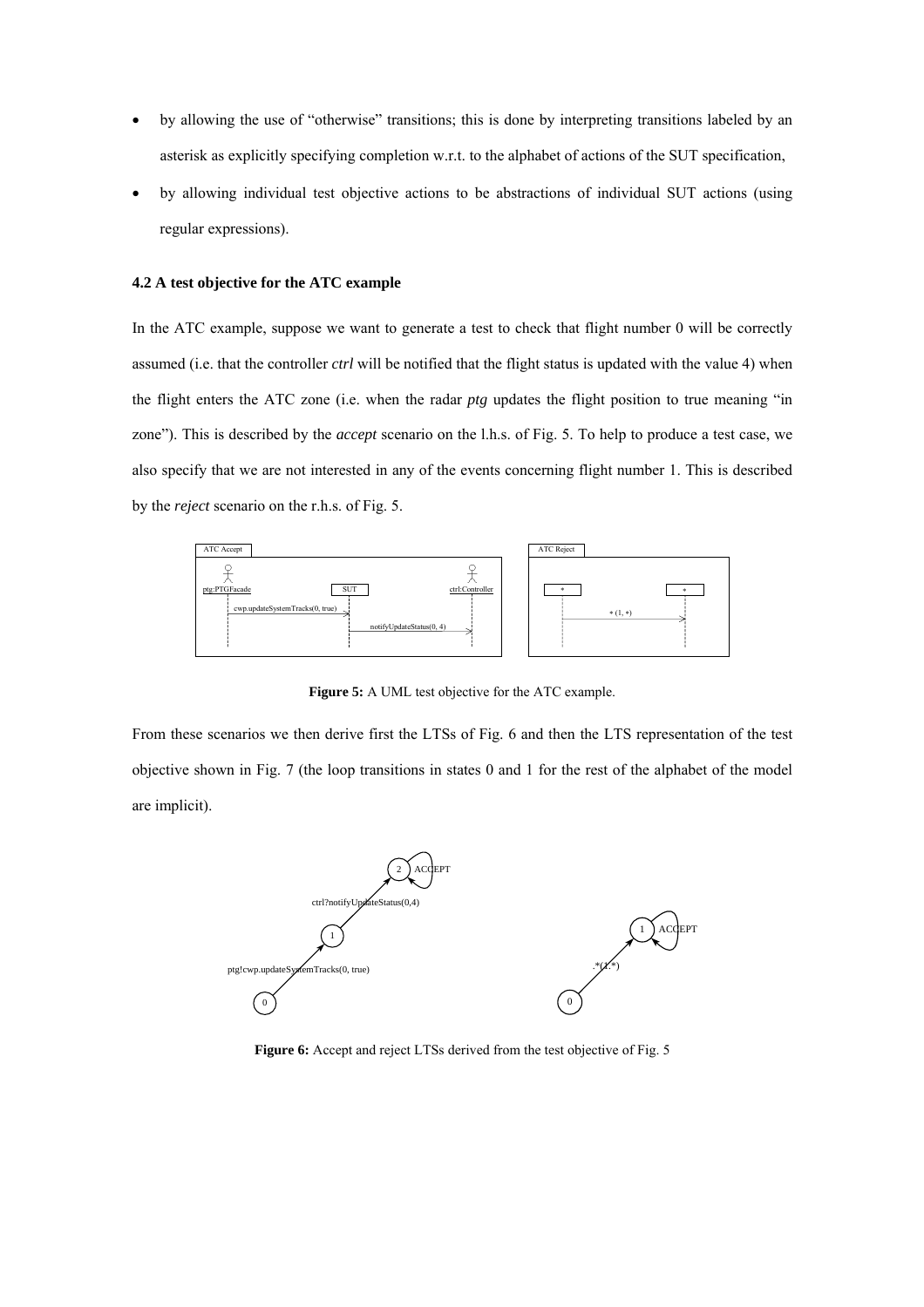- by allowing the use of "otherwise" transitions; this is done by interpreting transitions labeled by an asterisk as explicitly specifying completion w.r.t. to the alphabet of actions of the SUT specification,
- by allowing individual test objective actions to be abstractions of individual SUT actions (using regular expressions).

### 4.2 A test objective for the ATC example

In the ATC example, suppose we want to generate a test to check that flight number 0 will be correctly assumed (i.e. that the controller *ctrl* will be notified that the flight status is updated with the value 4) when the flight enters the ATC zone (i.e. when the radar *ptg* updates the flight position to true meaning "in zone"). This is described by the *accept* scenario on the l.h.s. of Fig. 5. To help to produce a test case, we also specify that we are not interested in any of the events concerning flight number 1. This is described by the *reject* scenario on the r.h.s. of Fig. 5.

**Figure 5:** A UML test objective for the ATC example.

From these scenarios we then derive first the LTSs of Fig. 6 and then the LTS representation of the test objective shown in Fig. 7 (the loop transitions in states 0 and 1 for the rest of the alphabet of the model are implicit).

**Figure 6:** Accept and reject LTSs derived from the test objective of Fig. 5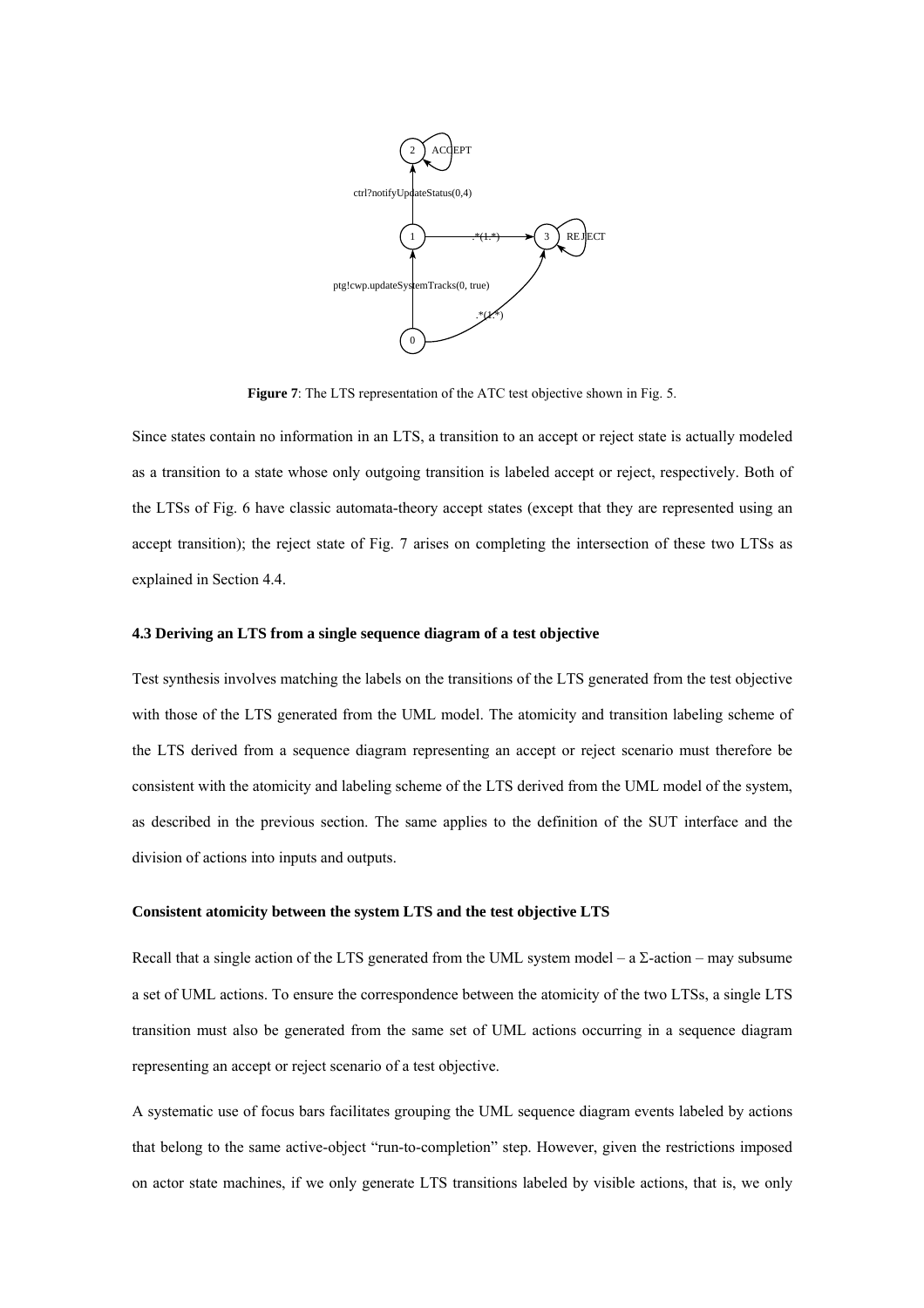**Figure 7**: The LTS representation of the ATC test objective shown in Fig. 5.

Since states contain no information in an LTS, a transition to an accept or reject state is actually modeled as a transition to a state whose only outgoing transition is labeled accept or reject, respectively. Both of the LTSs of Fig. 6 have classic automata-theory accept states (except that they are represented using an accept transition); the reject state of Fig. 7 arises on completing the intersection of these two LTSs as explained in Section 4.4.

### 4.3 Deriving an LTS from a single sequence diagram of a test objective

Test synthesis involves matching the labels on the transitions of the LTS generated from the test objective with those of the LTS generated from the UML model. The atomicity and transition labeling scheme of the LTS derived from a sequence diagram representing an accept or reject scenario must therefore be consistent with the atomicity and labeling scheme of the LTS derived from the UML model of the system, as described in the previous section. The same applies to the definition of the SUT interface and the division of actions into inputs and outputs.

#### Consistent atomicity between the system LTS and the test objective LTS

Recall that a single action of the LTS generated from the UML system model – a Σ-action – may subsume a set of UML actions. To ensure the correspondence between the atomicity of the two LTSs, a single LTS transition must also be generated from the same set of UML actions occurring in a sequence diagram representing an accept or reject scenario of a test objective.

A systematic use of focus bars facilitates grouping the UML sequence diagram events labeled by actions that belong to the same active-object "run-to-completion" step. However, given the restrictions imposed on actor state machines, if we only generate LTS transitions labeled by visible actions, that is, we only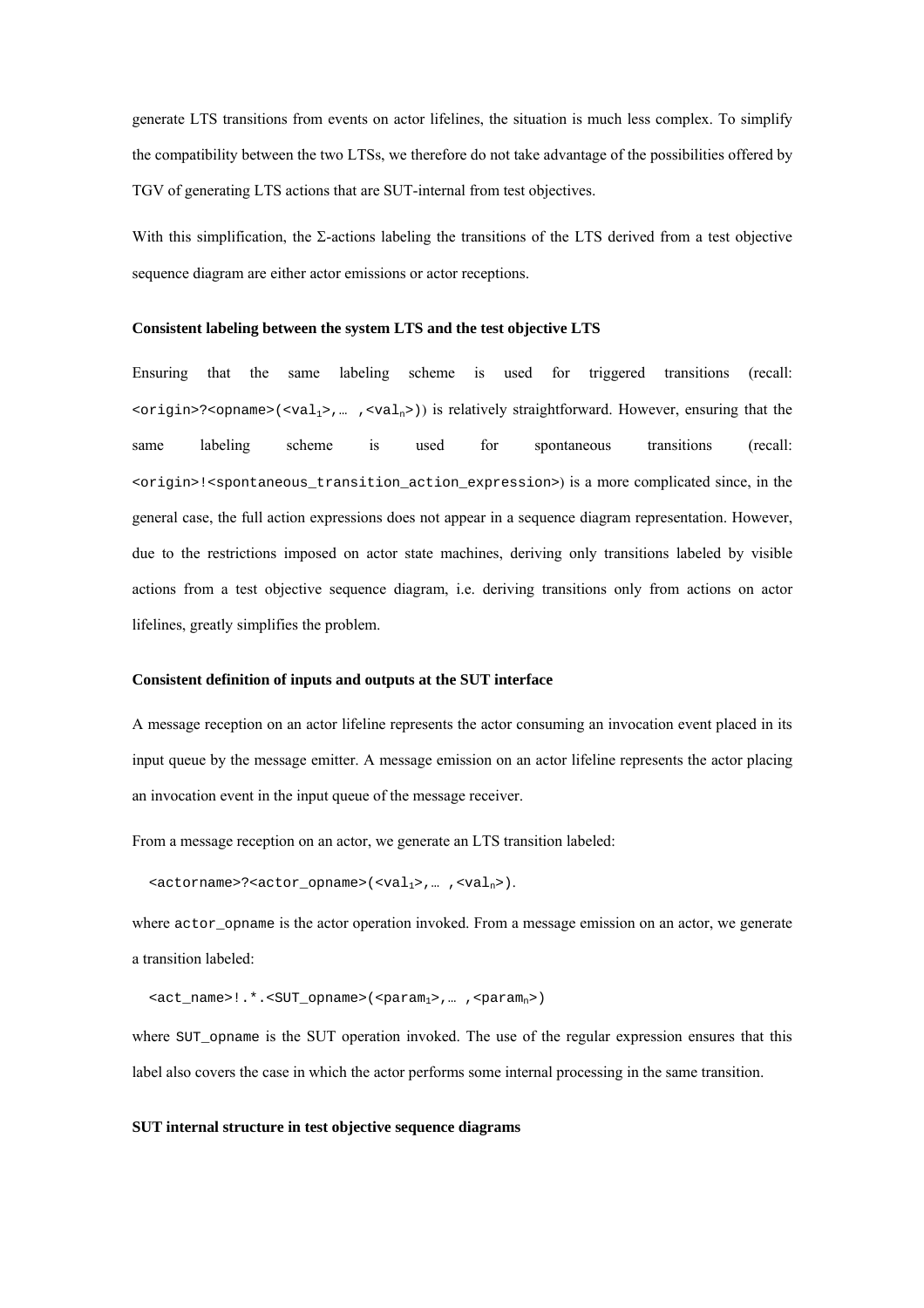generate LTS transitions from events on actor lifelines, the situation is much less complex. To simplify the compatibility between the two LTSs, we therefore do not take advantage of the possibilities offered by TGV of generating LTS actions that are SUT-internal from test objectives.

With this simplification, the Σ-actions labeling the transitions of the LTS derived from a test objective sequence diagram are either actor emissions or actor receptions.

#### Consistent labeling between the system LTS and the test objective LTS

Ensuring that the same labeling scheme is used for triggered transitions (recall: `<origin>?<opname>(<val1>,… ,<valn>)`) is relatively straightforward. However, ensuring that the same labeling scheme is used for spontaneous transitions (recall: `<origin>!<spontaneous_transition_action_expression>`) is a more complicated since, in the general case, the full action expressions does not appear in a sequence diagram representation. However, due to the restrictions imposed on actor state machines, deriving only transitions labeled by visible actions from a test objective sequence diagram, i.e. deriving transitions only from actions on actor lifelines, greatly simplifies the problem.

#### Consistent definition of inputs and outputs at the SUT interface

A message reception on an actor lifeline represents the actor consuming an invocation event placed in its input queue by the message emitter. A message emission on an actor lifeline represents the actor placing an invocation event in the input queue of the message receiver.

From a message reception on an actor, we generate an LTS transition labeled:

```
<actorname>?<actor_opname>(<val1>,… ,<valn>).
```

where `actor_opname` is the actor operation invoked. From a message emission on an actor, we generate a transition labeled:

```
<act_name>!.*.<SUT_opname>(<param1>,… ,<paramn>)
```

where `SUT_opname` is the SUT operation invoked. The use of the regular expression ensures that this label also covers the case in which the actor performs some internal processing in the same transition.

#### SUT internal structure in test objective sequence diagrams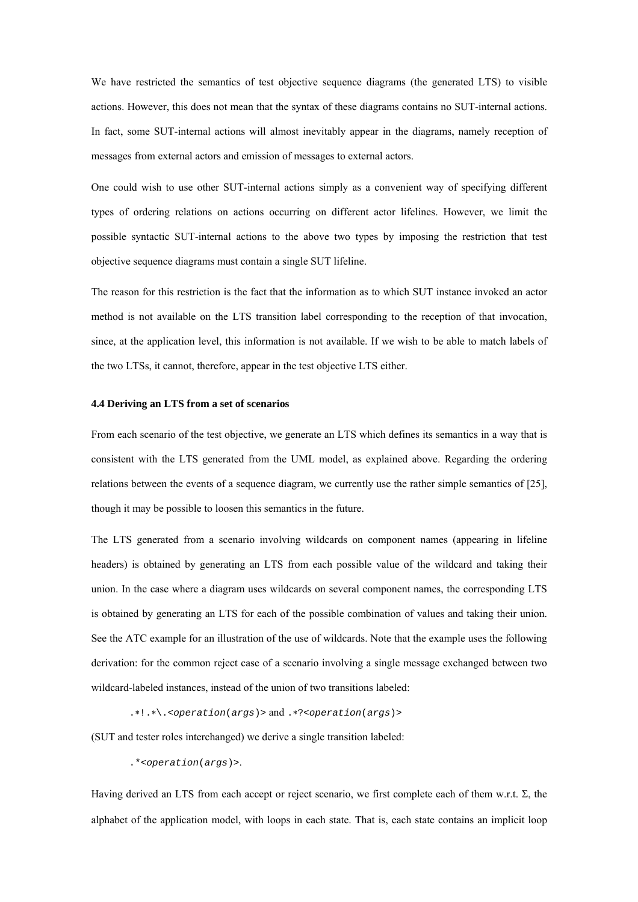We have restricted the semantics of test objective sequence diagrams (the generated LTS) to visible actions. However, this does not mean that the syntax of these diagrams contains no SUT-internal actions. In fact, some SUT-internal actions will almost inevitably appear in the diagrams, namely reception of messages from external actors and emission of messages to external actors.

One could wish to use other SUT-internal actions simply as a convenient way of specifying different types of ordering relations on actions occurring on different actor lifelines. However, we limit the possible syntactic SUT-internal actions to the above two types by imposing the restriction that test objective sequence diagrams must contain a single SUT lifeline.

The reason for this restriction is the fact that the information as to which SUT instance invoked an actor method is not available on the LTS transition label corresponding to the reception of that invocation, since, at the application level, this information is not available. If we wish to be able to match labels of the two LTSs, it cannot, therefore, appear in the test objective LTS either.

### 4.4 Deriving an LTS from a set of scenarios

From each scenario of the test objective, we generate an LTS which defines its semantics in a way that is consistent with the LTS generated from the UML model, as explained above. Regarding the ordering relations between the events of a sequence diagram, we currently use the rather simple semantics of [25], though it may be possible to loosen this semantics in the future.

The LTS generated from a scenario involving wildcards on component names (appearing in lifeline headers) is obtained by generating an LTS from each possible value of the wildcard and taking their union. In the case where a diagram uses wildcards on several component names, the corresponding LTS is obtained by generating an LTS for each of the possible combination of values and taking their union. See the ATC example for an illustration of the use of wildcards. Note that the example uses the following derivation: for the common reject case of a scenario involving a single message exchanged between two wildcard-labeled instances, instead of the union of two transitions labeled:

`.*!.*\.<operation(args)>` and `.*?<operation(args)>`

(SUT and tester roles interchanged) we derive a single transition labeled:

`.*<operation(args)>`.

Having derived an LTS from each accept or reject scenario, we first complete each of them w.r.t. Σ, the alphabet of the application model, with loops in each state. That is, each state contains an implicit loop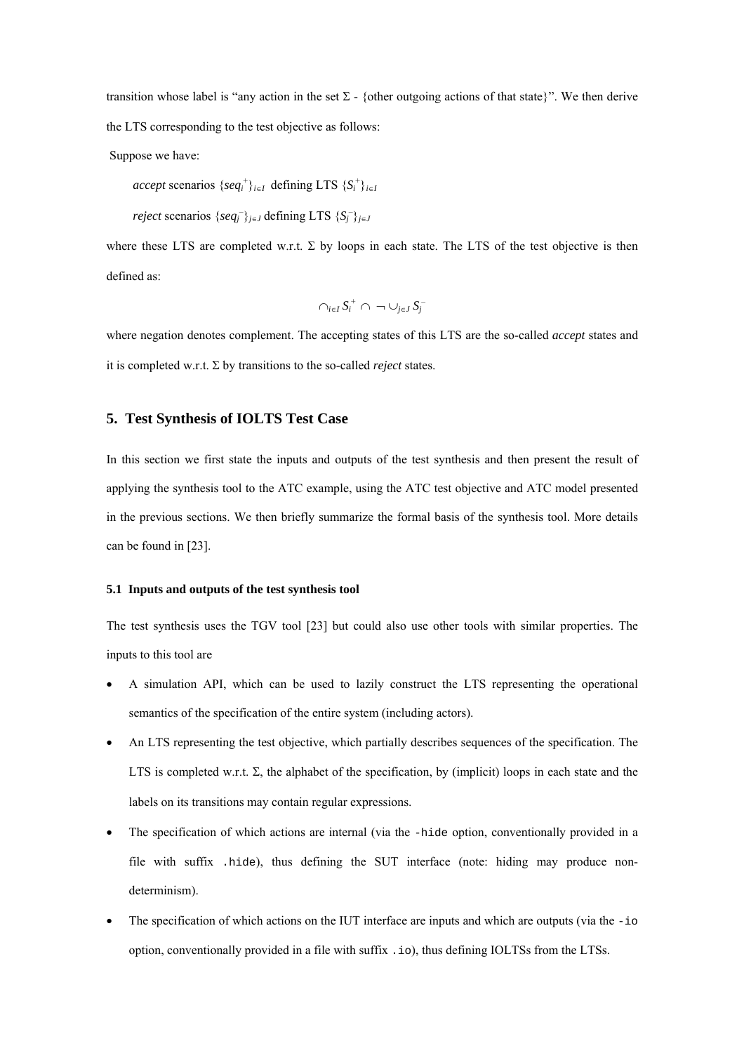transition whose label is "any action in the set Σ - {other outgoing actions of that state}". We then derive the LTS corresponding to the test objective as follows:

Suppose we have:

*accept* scenarios $\{seq_i^+\}_{i\in I}$ defining LTS $\{S_i^+\}_{i\in I}$

*reject* scenarios $\{seq_j^-\}_{j\in J}$ defining LTS $\{S_j^-\}_{j\in J}$

where these LTS are completed w.r.t. Σ by loops in each state. The LTS of the test objective is then defined as:

$$\cap_{i\in I} S_i^+ \cap \neg \cup_{j\in J} S_j^-$$

where negation denotes complement. The accepting states of this LTS are the so-called *accept* states and it is completed w.r.t. Σ by transitions to the so-called *reject* states.

## 5. Test Synthesis of IOLTS Test Case

In this section we first state the inputs and outputs of the test synthesis and then present the result of applying the synthesis tool to the ATC example, using the ATC test objective and ATC model presented in the previous sections. We then briefly summarize the formal basis of the synthesis tool. More details can be found in [23].

### 5.1 Inputs and outputs of the test synthesis tool

The test synthesis uses the TGV tool [23] but could also use other tools with similar properties. The inputs to this tool are

- A simulation API, which can be used to lazily construct the LTS representing the operational semantics of the specification of the entire system (including actors).
- An LTS representing the test objective, which partially describes sequences of the specification. The LTS is completed w.r.t. Σ, the alphabet of the specification, by (implicit) loops in each state and the labels on its transitions may contain regular expressions.
- The specification of which actions are internal (via the `-hide` option, conventionally provided in a file with suffix `.hide`), thus defining the SUT interface (note: hiding may produce non-determinism).
- The specification of which actions on the IUT interface are inputs and which are outputs (via the `-io` option, conventionally provided in a file with suffix `.io`), thus defining IOLTSs from the LTSs.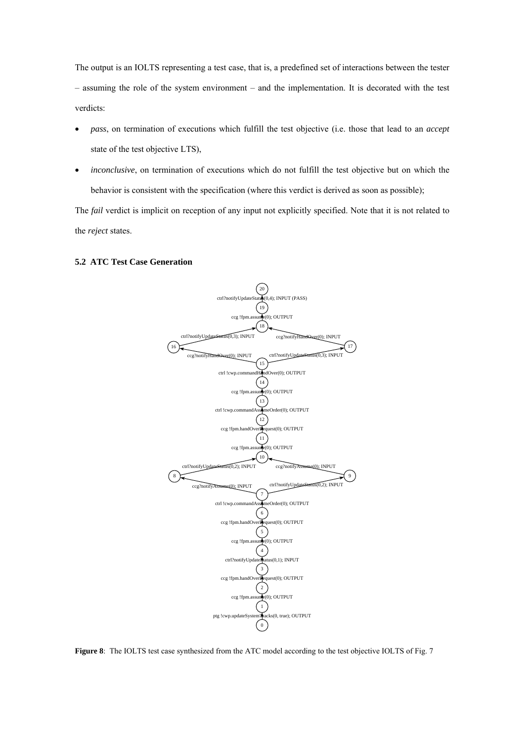The output is an IOLTS representing a test case, that is, a predefined set of interactions between the tester – assuming the role of the system environment – and the implementation. It is decorated with the test verdicts:

- *pass*, on termination of executions which fulfill the test objective (i.e. those that lead to an *accept* state of the test objective LTS),
- *inconclusive*, on termination of executions which do not fulfill the test objective but on which the behavior is consistent with the specification (where this verdict is derived as soon as possible);

The *fail* verdict is implicit on reception of any input not explicitly specified. Note that it is not related to the *reject* states.

### 5.2 ATC Test Case Generation

**Figure 8**: The IOLTS test case synthesized from the ATC model according to the test objective IOLTS of Fig. 7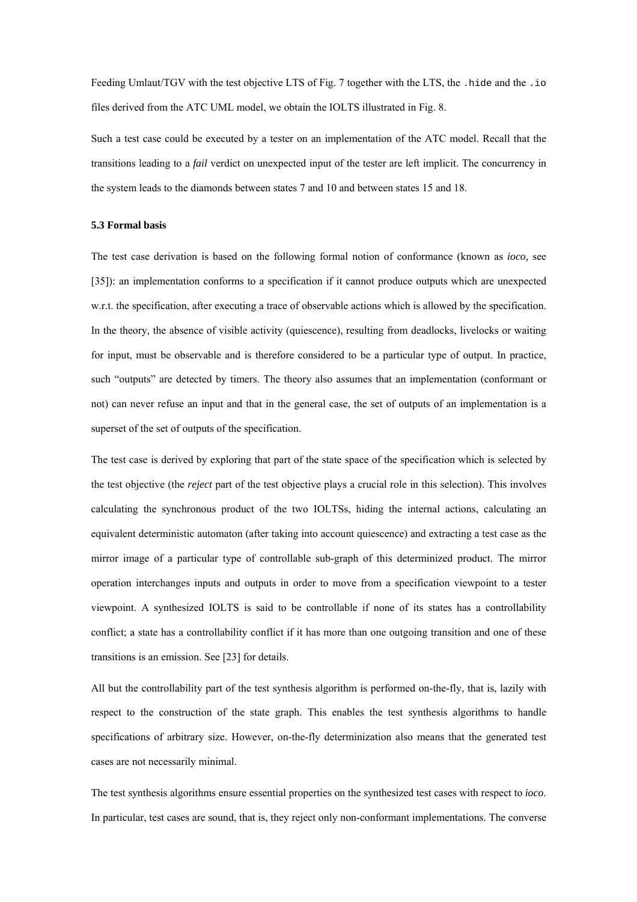Feeding Umlaut/TGV with the test objective LTS of Fig. 7 together with the LTS, the `.hide` and the `.io` files derived from the ATC UML model, we obtain the IOLTS illustrated in Fig. 8.

Such a test case could be executed by a tester on an implementation of the ATC model. Recall that the transitions leading to a *fail* verdict on unexpected input of the tester are left implicit. The concurrency in the system leads to the diamonds between states 7 and 10 and between states 15 and 18.

### 5.3 Formal basis

The test case derivation is based on the following formal notion of conformance (known as *ioco,* see [35]): an implementation conforms to a specification if it cannot produce outputs which are unexpected w.r.t. the specification, after executing a trace of observable actions which is allowed by the specification. In the theory, the absence of visible activity (quiescence), resulting from deadlocks, livelocks or waiting for input, must be observable and is therefore considered to be a particular type of output. In practice, such "outputs" are detected by timers. The theory also assumes that an implementation (conformant or not) can never refuse an input and that in the general case, the set of outputs of an implementation is a superset of the set of outputs of the specification.

The test case is derived by exploring that part of the state space of the specification which is selected by the test objective (the *reject* part of the test objective plays a crucial role in this selection). This involves calculating the synchronous product of the two IOLTSs, hiding the internal actions, calculating an equivalent deterministic automaton (after taking into account quiescence) and extracting a test case as the mirror image of a particular type of controllable sub-graph of this determinized product. The mirror operation interchanges inputs and outputs in order to move from a specification viewpoint to a tester viewpoint. A synthesized IOLTS is said to be controllable if none of its states has a controllability conflict; a state has a controllability conflict if it has more than one outgoing transition and one of these transitions is an emission. See [23] for details.

All but the controllability part of the test synthesis algorithm is performed on-the-fly, that is, lazily with respect to the construction of the state graph. This enables the test synthesis algorithms to handle specifications of arbitrary size. However, on-the-fly determinization also means that the generated test cases are not necessarily minimal.

The test synthesis algorithms ensure essential properties on the synthesized test cases with respect to *ioco*. In particular, test cases are sound, that is, they reject only non-conformant implementations. The converse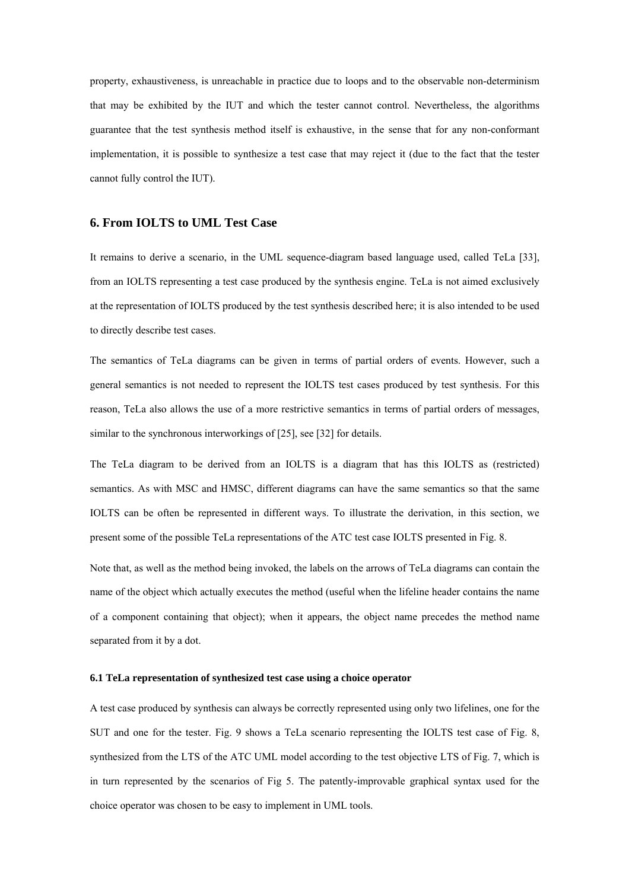property, exhaustiveness, is unreachable in practice due to loops and to the observable non-determinism that may be exhibited by the IUT and which the tester cannot control. Nevertheless, the algorithms guarantee that the test synthesis method itself is exhaustive, in the sense that for any non-conformant implementation, it is possible to synthesize a test case that may reject it (due to the fact that the tester cannot fully control the IUT).

## 6. From IOLTS to UML Test Case

It remains to derive a scenario, in the UML sequence-diagram based language used, called TeLa [33], from an IOLTS representing a test case produced by the synthesis engine. TeLa is not aimed exclusively at the representation of IOLTS produced by the test synthesis described here; it is also intended to be used to directly describe test cases.

The semantics of TeLa diagrams can be given in terms of partial orders of events. However, such a general semantics is not needed to represent the IOLTS test cases produced by test synthesis. For this reason, TeLa also allows the use of a more restrictive semantics in terms of partial orders of messages, similar to the synchronous interworkings of [25], see [32] for details.

The TeLa diagram to be derived from an IOLTS is a diagram that has this IOLTS as (restricted) semantics. As with MSC and HMSC, different diagrams can have the same semantics so that the same IOLTS can be often be represented in different ways. To illustrate the derivation, in this section, we present some of the possible TeLa representations of the ATC test case IOLTS presented in Fig. 8.

Note that, as well as the method being invoked, the labels on the arrows of TeLa diagrams can contain the name of the object which actually executes the method (useful when the lifeline header contains the name of a component containing that object); when it appears, the object name precedes the method name separated from it by a dot.

### 6.1 TeLa representation of synthesized test case using a choice operator

A test case produced by synthesis can always be correctly represented using only two lifelines, one for the SUT and one for the tester. Fig. 9 shows a TeLa scenario representing the IOLTS test case of Fig. 8, synthesized from the LTS of the ATC UML model according to the test objective LTS of Fig. 7, which is in turn represented by the scenarios of Fig 5. The patently-improvable graphical syntax used for the choice operator was chosen to be easy to implement in UML tools.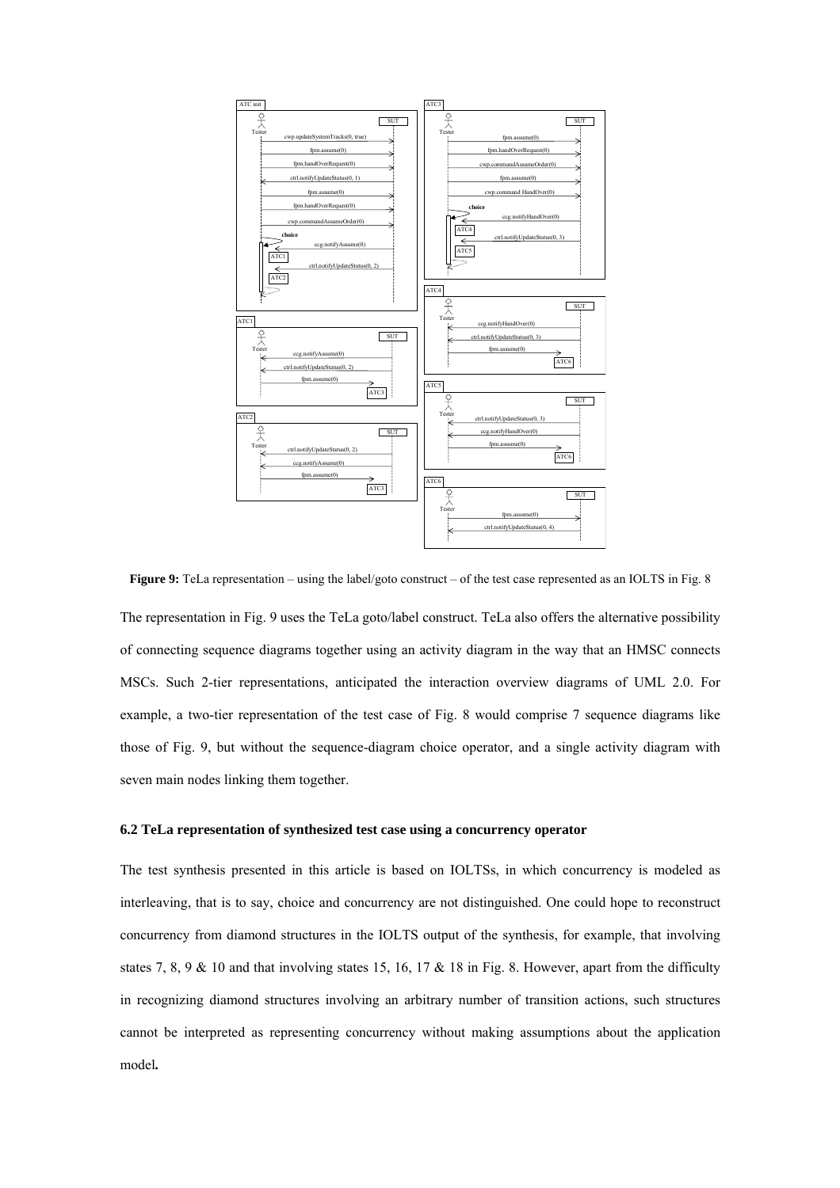**Figure 9:** TeLa representation – using the label/goto construct – of the test case represented as an IOLTS in Fig. 8

The representation in Fig. 9 uses the TeLa goto/label construct. TeLa also offers the alternative possibility of connecting sequence diagrams together using an activity diagram in the way that an HMSC connects MSCs. Such 2-tier representations, anticipated the interaction overview diagrams of UML 2.0. For example, a two-tier representation of the test case of Fig. 8 would comprise 7 sequence diagrams like those of Fig. 9, but without the sequence-diagram choice operator, and a single activity diagram with seven main nodes linking them together.

### 6.2 TeLa representation of synthesized test case using a concurrency operator

The test synthesis presented in this article is based on IOLTSs, in which concurrency is modeled as interleaving, that is to say, choice and concurrency are not distinguished. One could hope to reconstruct concurrency from diamond structures in the IOLTS output of the synthesis, for example, that involving states 7, 8, 9 & 10 and that involving states 15, 16, 17 & 18 in Fig. 8. However, apart from the difficulty in recognizing diamond structures involving an arbitrary number of transition actions, such structures cannot be interpreted as representing concurrency without making assumptions about the application model**.**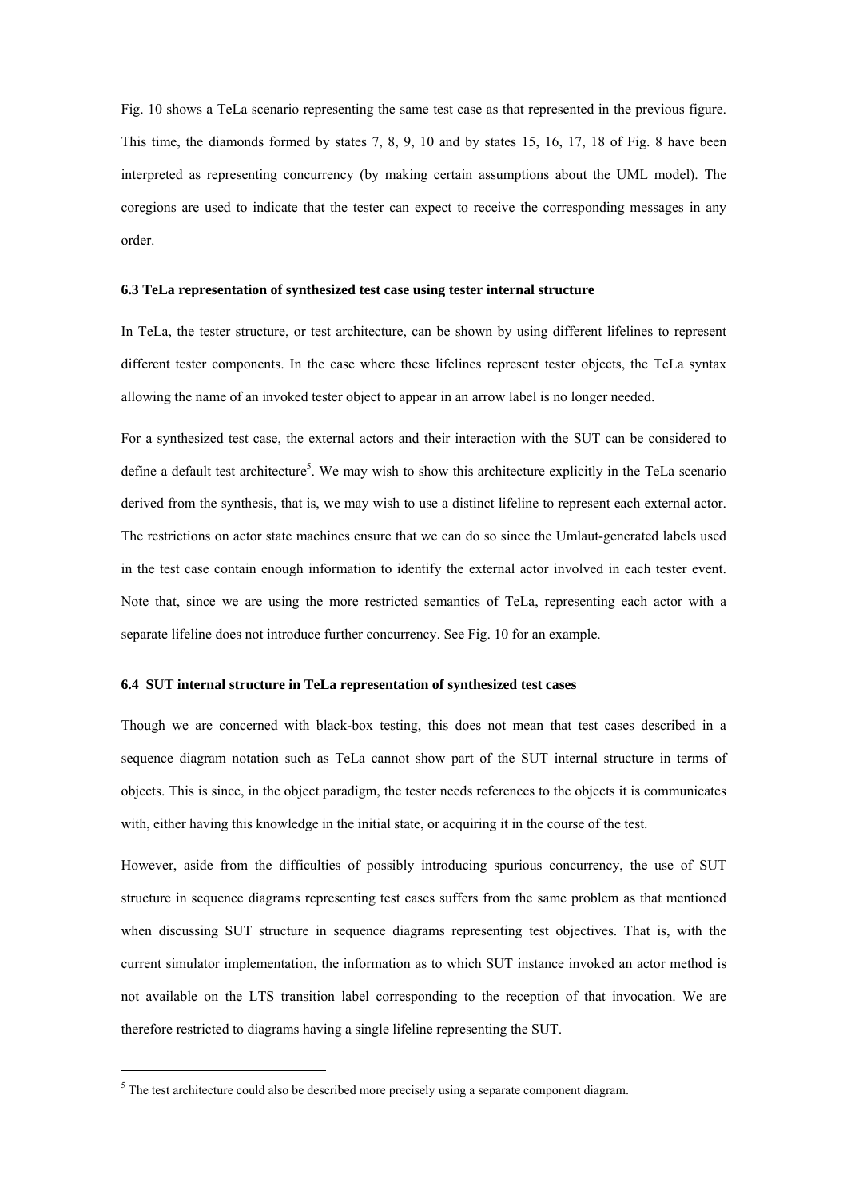Fig. 10 shows a TeLa scenario representing the same test case as that represented in the previous figure. This time, the diamonds formed by states 7, 8, 9, 10 and by states 15, 16, 17, 18 of Fig. 8 have been interpreted as representing concurrency (by making certain assumptions about the UML model). The coregions are used to indicate that the tester can expect to receive the corresponding messages in any order.

### 6.3 TeLa representation of synthesized test case using tester internal structure

In TeLa, the tester structure, or test architecture, can be shown by using different lifelines to represent different tester components. In the case where these lifelines represent tester objects, the TeLa syntax allowing the name of an invoked tester object to appear in an arrow label is no longer needed.

For a synthesized test case, the external actors and their interaction with the SUT can be considered to define a default test architecture[5]. We may wish to show this architecture explicitly in the TeLa scenario derived from the synthesis, that is, we may wish to use a distinct lifeline to represent each external actor. The restrictions on actor state machines ensure that we can do so since the Umlaut-generated labels used in the test case contain enough information to identify the external actor involved in each tester event. Note that, since we are using the more restricted semantics of TeLa, representing each actor with a separate lifeline does not introduce further concurrency. See Fig. 10 for an example.

### 6.4 SUT internal structure in TeLa representation of synthesized test cases

Though we are concerned with black-box testing, this does not mean that test cases described in a sequence diagram notation such as TeLa cannot show part of the SUT internal structure in terms of objects. This is since, in the object paradigm, the tester needs references to the objects it is communicates with, either having this knowledge in the initial state, or acquiring it in the course of the test.

However, aside from the difficulties of possibly introducing spurious concurrency, the use of SUT structure in sequence diagrams representing test cases suffers from the same problem as that mentioned when discussing SUT structure in sequence diagrams representing test objectives. That is, with the current simulator implementation, the information as to which SUT instance invoked an actor method is not available on the LTS transition label corresponding to the reception of that invocation. We are therefore restricted to diagrams having a single lifeline representing the SUT.

---

[5] The test architecture could also be described more precisely using a separate component diagram.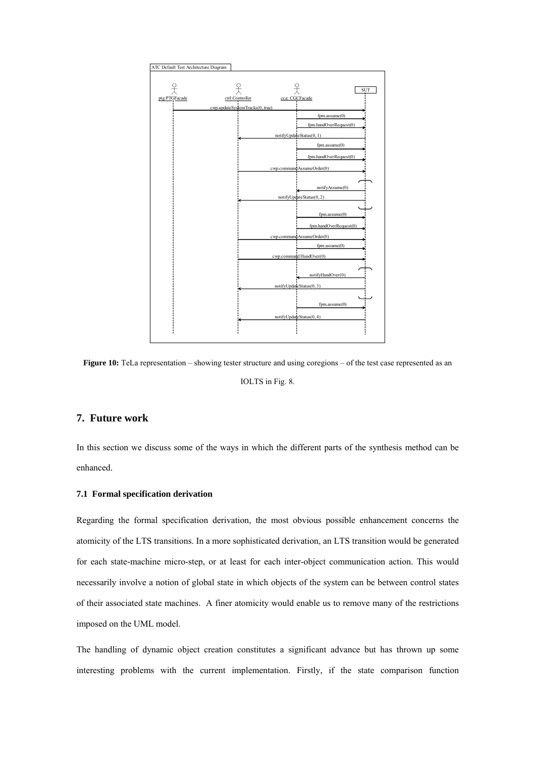**Figure 10:** TeLa representation – showing tester structure and using coregions – of the test case represented as an IOLTS in Fig. 8.

## 7. Future work

In this section we discuss some of the ways in which the different parts of the synthesis method can be enhanced.

### 7.1 Formal specification derivation

Regarding the formal specification derivation, the most obvious possible enhancement concerns the atomicity of the LTS transitions. In a more sophisticated derivation, an LTS transition would be generated for each state-machine micro-step, or at least for each inter-object communication action. This would necessarily involve a notion of global state in which objects of the system can be between control states of their associated state machines. A finer atomicity would enable us to remove many of the restrictions imposed on the UML model.

The handling of dynamic object creation constitutes a significant advance but has thrown up some interesting problems with the current implementation. Firstly, if the state comparison function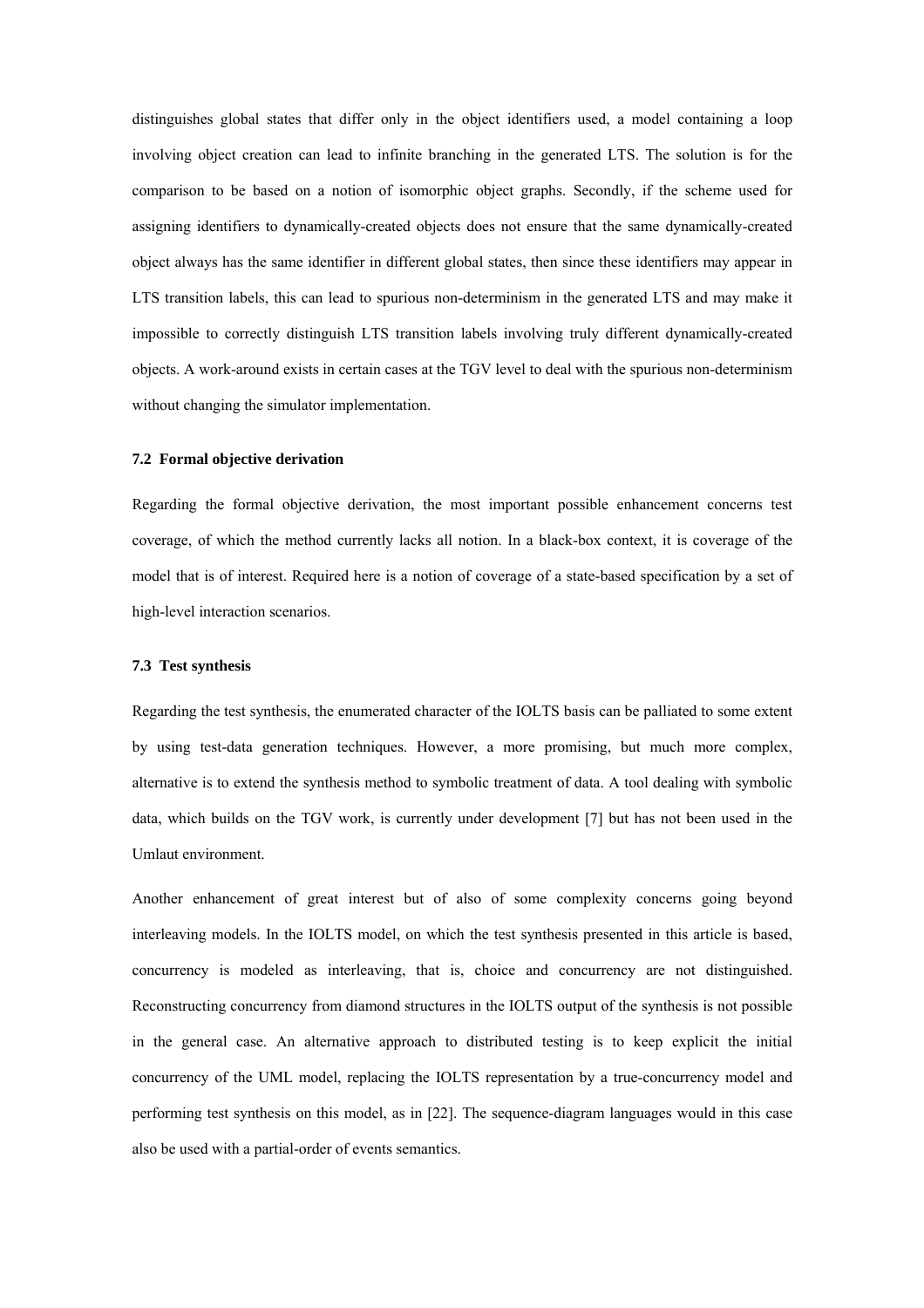distinguishes global states that differ only in the object identifiers used, a model containing a loop involving object creation can lead to infinite branching in the generated LTS. The solution is for the comparison to be based on a notion of isomorphic object graphs. Secondly, if the scheme used for assigning identifiers to dynamically-created objects does not ensure that the same dynamically-created object always has the same identifier in different global states, then since these identifiers may appear in LTS transition labels, this can lead to spurious non-determinism in the generated LTS and may make it impossible to correctly distinguish LTS transition labels involving truly different dynamically-created objects. A work-around exists in certain cases at the TGV level to deal with the spurious non-determinism without changing the simulator implementation.

### 7.2 Formal objective derivation

Regarding the formal objective derivation, the most important possible enhancement concerns test coverage, of which the method currently lacks all notion. In a black-box context, it is coverage of the model that is of interest. Required here is a notion of coverage of a state-based specification by a set of high-level interaction scenarios.

### 7.3 Test synthesis

Regarding the test synthesis, the enumerated character of the IOLTS basis can be palliated to some extent by using test-data generation techniques. However, a more promising, but much more complex, alternative is to extend the synthesis method to symbolic treatment of data. A tool dealing with symbolic data, which builds on the TGV work, is currently under development [7] but has not been used in the Umlaut environment.

Another enhancement of great interest but of also of some complexity concerns going beyond interleaving models. In the IOLTS model, on which the test synthesis presented in this article is based, concurrency is modeled as interleaving, that is, choice and concurrency are not distinguished. Reconstructing concurrency from diamond structures in the IOLTS output of the synthesis is not possible in the general case. An alternative approach to distributed testing is to keep explicit the initial concurrency of the UML model, replacing the IOLTS representation by a true-concurrency model and performing test synthesis on this model, as in [22]. The sequence-diagram languages would in this case also be used with a partial-order of events semantics.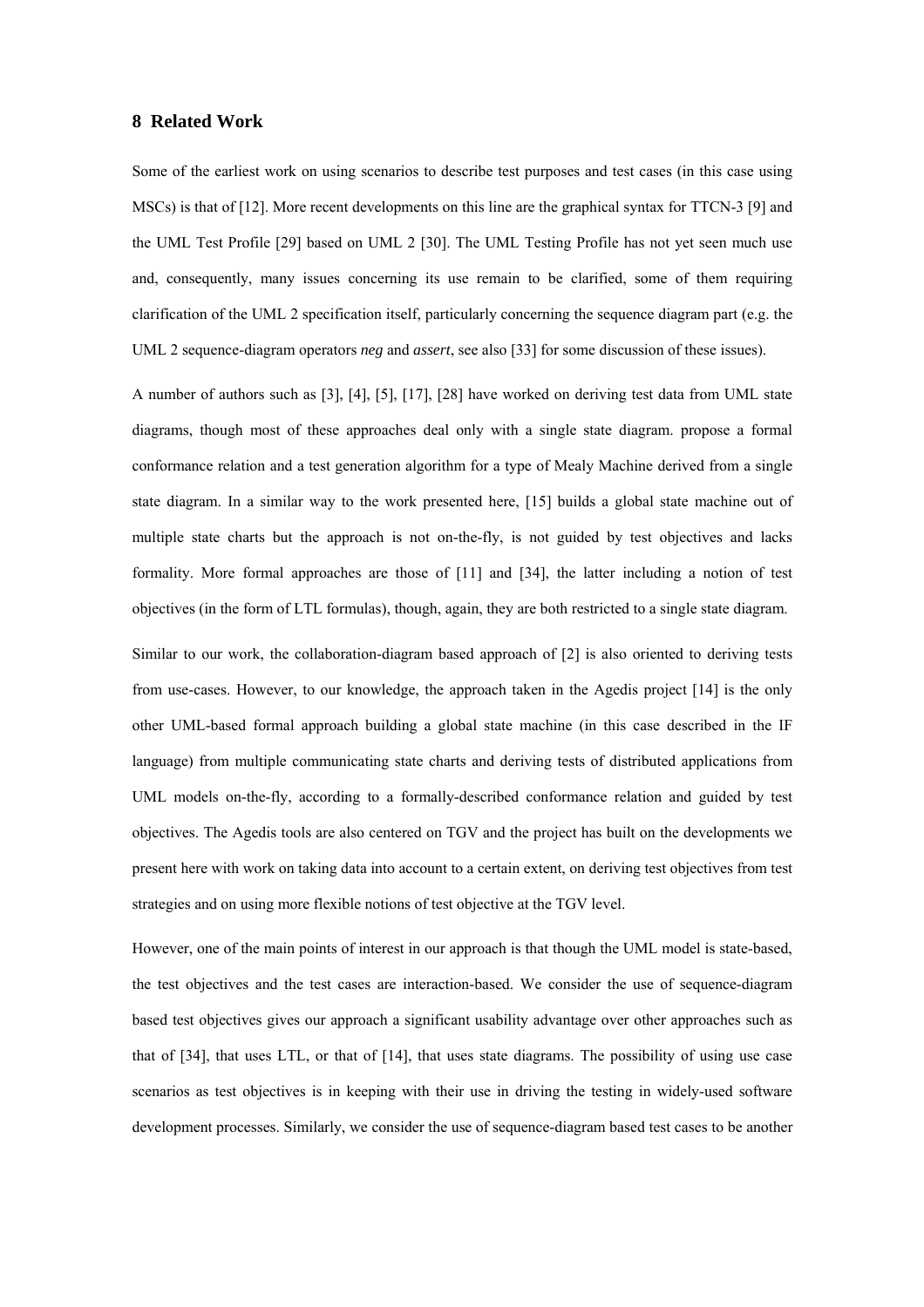## 8 Related Work

Some of the earliest work on using scenarios to describe test purposes and test cases (in this case using MSCs) is that of [12]. More recent developments on this line are the graphical syntax for TTCN-3 [9] and the UML Test Profile [29] based on UML 2 [30]. The UML Testing Profile has not yet seen much use and, consequently, many issues concerning its use remain to be clarified, some of them requiring clarification of the UML 2 specification itself, particularly concerning the sequence diagram part (e.g. the UML 2 sequence-diagram operators *neg* and *assert*, see also [33] for some discussion of these issues).

A number of authors such as [3], [4], [5], [17], [28] have worked on deriving test data from UML state diagrams, though most of these approaches deal only with a single state diagram. propose a formal conformance relation and a test generation algorithm for a type of Mealy Machine derived from a single state diagram. In a similar way to the work presented here, [15] builds a global state machine out of multiple state charts but the approach is not on-the-fly, is not guided by test objectives and lacks formality. More formal approaches are those of [11] and [34], the latter including a notion of test objectives (in the form of LTL formulas), though, again, they are both restricted to a single state diagram.

Similar to our work, the collaboration-diagram based approach of [2] is also oriented to deriving tests from use-cases. However, to our knowledge, the approach taken in the Agedis project [14] is the only other UML-based formal approach building a global state machine (in this case described in the IF language) from multiple communicating state charts and deriving tests of distributed applications from UML models on-the-fly, according to a formally-described conformance relation and guided by test objectives. The Agedis tools are also centered on TGV and the project has built on the developments we present here with work on taking data into account to a certain extent, on deriving test objectives from test strategies and on using more flexible notions of test objective at the TGV level.

However, one of the main points of interest in our approach is that though the UML model is state-based, the test objectives and the test cases are interaction-based. We consider the use of sequence-diagram based test objectives gives our approach a significant usability advantage over other approaches such as that of [34], that uses LTL, or that of [14], that uses state diagrams. The possibility of using use case scenarios as test objectives is in keeping with their use in driving the testing in widely-used software development processes. Similarly, we consider the use of sequence-diagram based test cases to be another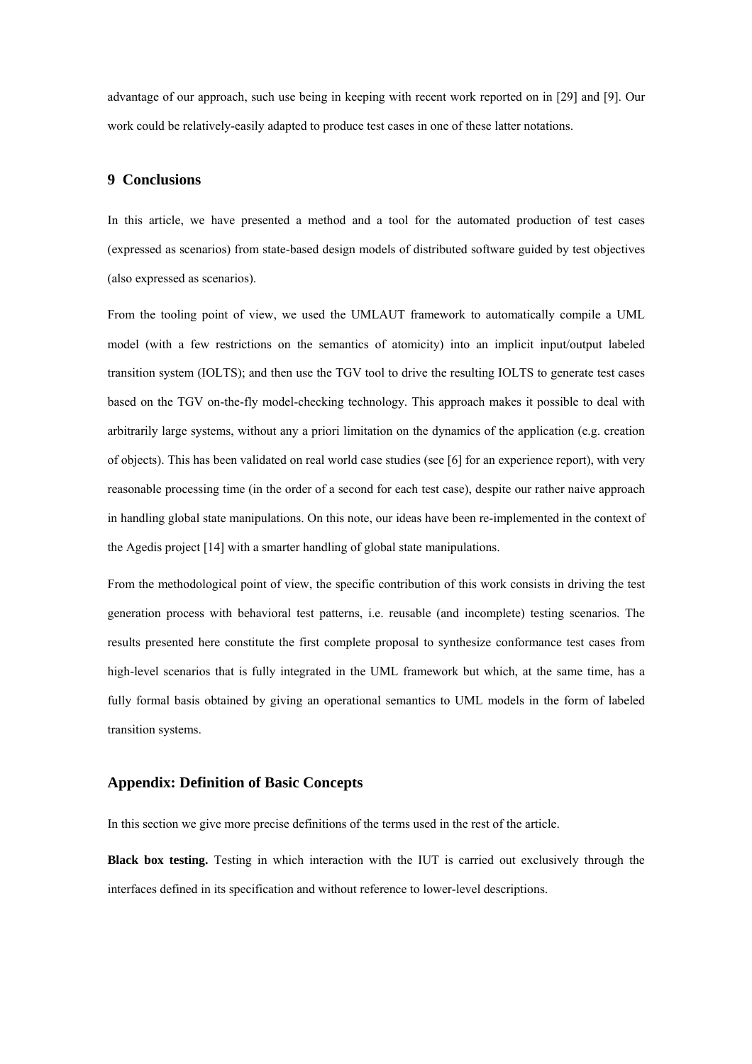advantage of our approach, such use being in keeping with recent work reported on in [29] and [9]. Our work could be relatively-easily adapted to produce test cases in one of these latter notations.

## 9 Conclusions

In this article, we have presented a method and a tool for the automated production of test cases (expressed as scenarios) from state-based design models of distributed software guided by test objectives (also expressed as scenarios).

From the tooling point of view, we used the UMLAUT framework to automatically compile a UML model (with a few restrictions on the semantics of atomicity) into an implicit input/output labeled transition system (IOLTS); and then use the TGV tool to drive the resulting IOLTS to generate test cases based on the TGV on-the-fly model-checking technology. This approach makes it possible to deal with arbitrarily large systems, without any a priori limitation on the dynamics of the application (e.g. creation of objects). This has been validated on real world case studies (see [6] for an experience report), with very reasonable processing time (in the order of a second for each test case), despite our rather naive approach in handling global state manipulations. On this note, our ideas have been re-implemented in the context of the Agedis project [14] with a smarter handling of global state manipulations.

From the methodological point of view, the specific contribution of this work consists in driving the test generation process with behavioral test patterns, i.e. reusable (and incomplete) testing scenarios. The results presented here constitute the first complete proposal to synthesize conformance test cases from high-level scenarios that is fully integrated in the UML framework but which, at the same time, has a fully formal basis obtained by giving an operational semantics to UML models in the form of labeled transition systems.

## Appendix: Definition of Basic Concepts

In this section we give more precise definitions of the terms used in the rest of the article.

**Black box testing.** Testing in which interaction with the IUT is carried out exclusively through the interfaces defined in its specification and without reference to lower-level descriptions.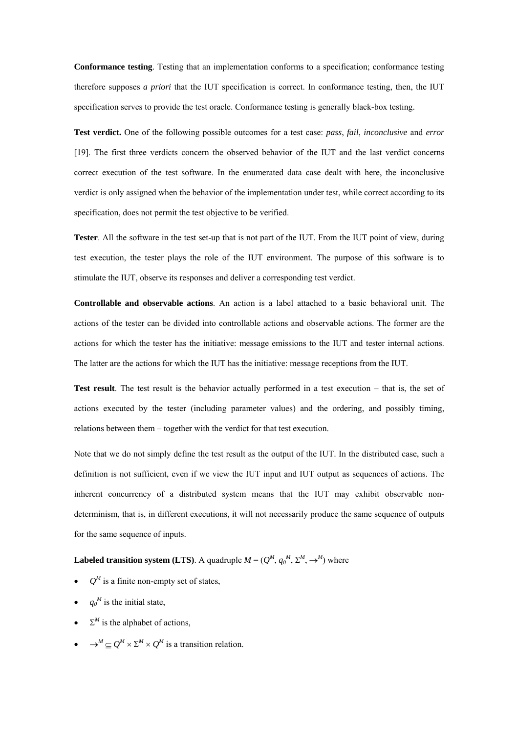**Conformance testing**. Testing that an implementation conforms to a specification; conformance testing therefore supposes *a priori* that the IUT specification is correct. In conformance testing, then, the IUT specification serves to provide the test oracle. Conformance testing is generally black-box testing.

**Test verdict.** One of the following possible outcomes for a test case: *pass*, *fail*, *inconclusive* and *error* [19]. The first three verdicts concern the observed behavior of the IUT and the last verdict concerns correct execution of the test software. In the enumerated data case dealt with here, the inconclusive verdict is only assigned when the behavior of the implementation under test, while correct according to its specification, does not permit the test objective to be verified.

**Tester**. All the software in the test set-up that is not part of the IUT. From the IUT point of view, during test execution, the tester plays the role of the IUT environment. The purpose of this software is to stimulate the IUT, observe its responses and deliver a corresponding test verdict.

**Controllable and observable actions**. An action is a label attached to a basic behavioral unit. The actions of the tester can be divided into controllable actions and observable actions. The former are the actions for which the tester has the initiative: message emissions to the IUT and tester internal actions. The latter are the actions for which the IUT has the initiative: message receptions from the IUT.

**Test result**. The test result is the behavior actually performed in a test execution – that is, the set of actions executed by the tester (including parameter values) and the ordering, and possibly timing, relations between them – together with the verdict for that test execution.

Note that we do not simply define the test result as the output of the IUT. In the distributed case, such a definition is not sufficient, even if we view the IUT input and IUT output as sequences of actions. The inherent concurrency of a distributed system means that the IUT may exhibit observable non-determinism, that is, in different executions, it will not necessarily produce the same sequence of outputs for the same sequence of inputs.

**Labeled transition system (LTS)**. A quadruple $M = (Q^M, q_0^M, \Sigma^M, \rightarrow^M)$ where

- $Q^M$ is a finite non-empty set of states,
- $q_0^M$ is the initial state,
- $\Sigma^M$ is the alphabet of actions,
- $\rightarrow^M \subseteq Q^M \times \Sigma^M \times Q^M$ is a transition relation.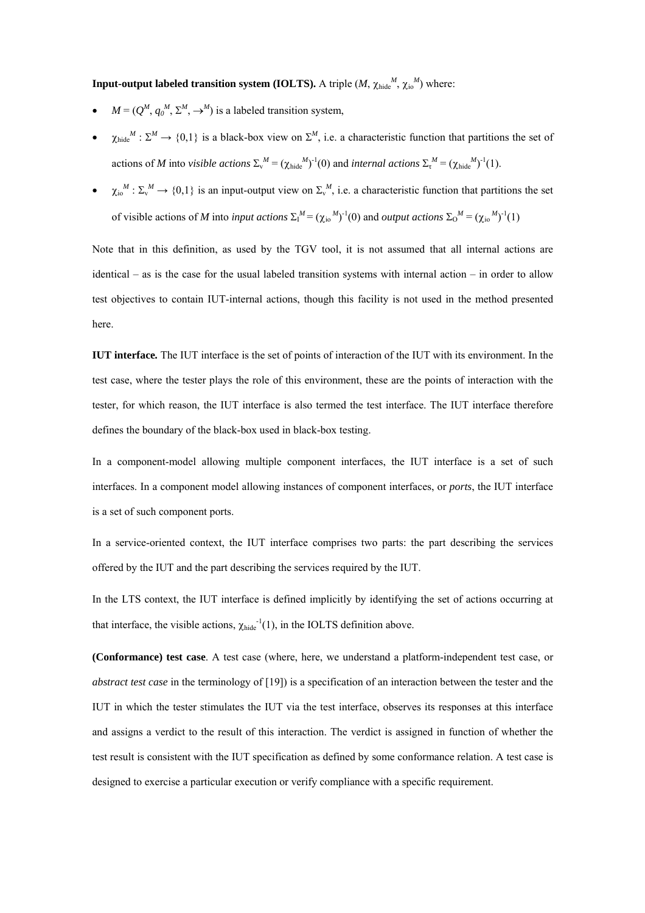**Input-output labeled transition system (IOLTS).** A triple $(M, \chi_{hide}^M, \chi_{io}^M)$ where:

- $M = (Q^M, q_0^M, \Sigma^M, \rightarrow^M)$ is a labeled transition system,
- $\chi_{hide}^M : \Sigma^M \rightarrow \{0,1\}$ is a black-box view on $\Sigma^M$, i.e. a characteristic function that partitions the set of actions of *M* into *visible actions* $\Sigma_v^M = (\chi_{hide}^M)^{-1}(0)$ and *internal actions* $\Sigma_\tau^M = (\chi_{hide}^M)^{-1}(1)$.
- $\chi_{io}^M : \Sigma_v^M \rightarrow \{0,1\}$ is an input-output view on $\Sigma_v^M$, i.e. a characteristic function that partitions the set of visible actions of *M* into *input actions* $\Sigma_I^M = (\chi_{io}^M)^{-1}(0)$ and *output actions* $\Sigma_O^M = (\chi_{io}^M)^{-1}(1)$

Note that in this definition, as used by the TGV tool, it is not assumed that all internal actions are identical – as is the case for the usual labeled transition systems with internal action – in order to allow test objectives to contain IUT-internal actions, though this facility is not used in the method presented here.

**IUT interface.** The IUT interface is the set of points of interaction of the IUT with its environment. In the test case, where the tester plays the role of this environment, these are the points of interaction with the tester, for which reason, the IUT interface is also termed the test interface. The IUT interface therefore defines the boundary of the black-box used in black-box testing.

In a component-model allowing multiple component interfaces, the IUT interface is a set of such interfaces. In a component model allowing instances of component interfaces, or *ports*, the IUT interface is a set of such component ports.

In a service-oriented context, the IUT interface comprises two parts: the part describing the services offered by the IUT and the part describing the services required by the IUT.

In the LTS context, the IUT interface is defined implicitly by identifying the set of actions occurring at that interface, the visible actions, $\chi_{hide}^{-1}(1)$, in the IOLTS definition above.

**(Conformance) test case**. A test case (where, here, we understand a platform-independent test case, or *abstract test case* in the terminology of [19]) is a specification of an interaction between the tester and the IUT in which the tester stimulates the IUT via the test interface, observes its responses at this interface and assigns a verdict to the result of this interaction. The verdict is assigned in function of whether the test result is consistent with the IUT specification as defined by some conformance relation. A test case is designed to exercise a particular execution or verify compliance with a specific requirement.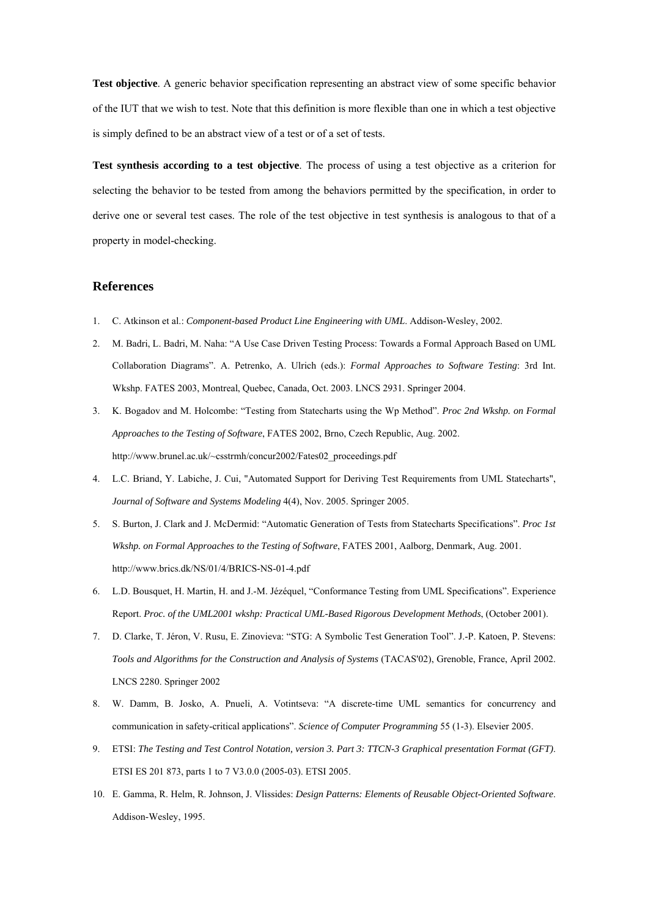**Test objective**. A generic behavior specification representing an abstract view of some specific behavior of the IUT that we wish to test. Note that this definition is more flexible than one in which a test objective is simply defined to be an abstract view of a test or of a set of tests.

**Test synthesis according to a test objective**. The process of using a test objective as a criterion for selecting the behavior to be tested from among the behaviors permitted by the specification, in order to derive one or several test cases. The role of the test objective in test synthesis is analogous to that of a property in model-checking.

## References

1. C. Atkinson et al.: *Component-based Product Line Engineering with UML*. Addison-Wesley, 2002.
2. M. Badri, L. Badri, M. Naha: "A Use Case Driven Testing Process: Towards a Formal Approach Based on UML Collaboration Diagrams". A. Petrenko, A. Ulrich (eds.): *Formal Approaches to Software Testing*: 3rd Int. Wkshp. FATES 2003, Montreal, Quebec, Canada, Oct. 2003. LNCS 2931. Springer 2004.
3. K. Bogadov and M. Holcombe: "Testing from Statecharts using the Wp Method". *Proc 2nd Wkshp. on Formal Approaches to the Testing of Software*, FATES 2002, Brno, Czech Republic, Aug. 2002. http://www.brunel.ac.uk/~csstrmh/concur2002/Fates02_proceedings.pdf
4. L.C. Briand, Y. Labiche, J. Cui, "Automated Support for Deriving Test Requirements from UML Statecharts", *Journal of Software and Systems Modeling* 4(4), Nov. 2005. Springer 2005.
5. S. Burton, J. Clark and J. McDermid: "Automatic Generation of Tests from Statecharts Specifications". *Proc 1st Wkshp. on Formal Approaches to the Testing of Software*, FATES 2001, Aalborg, Denmark, Aug. 2001. http://www.brics.dk/NS/01/4/BRICS-NS-01-4.pdf
6. L.D. Bousquet, H. Martin, H. and J.-M. Jézéquel, "Conformance Testing from UML Specifications". Experience Report. *Proc. of the UML2001 wkshp: Practical UML-Based Rigorous Development Methods*, (October 2001).
7. D. Clarke, T. Jéron, V. Rusu, E. Zinovieva: "STG: A Symbolic Test Generation Tool". J.-P. Katoen, P. Stevens: *Tools and Algorithms for the Construction and Analysis of Systems* (TACAS'02), Grenoble, France, April 2002. LNCS 2280. Springer 2002
8. W. Damm, B. Josko, A. Pnueli, A. Votintseva: "A discrete-time UML semantics for concurrency and communication in safety-critical applications". *Science of Computer Programming* 55 (1-3). Elsevier 2005.
9. ETSI: *The Testing and Test Control Notation, version 3. Part 3: TTCN-3 Graphical presentation Format (GFT)*. ETSI ES 201 873, parts 1 to 7 V3.0.0 (2005-03). ETSI 2005.
10. E. Gamma, R. Helm, R. Johnson, J. Vlissides: *Design Patterns: Elements of Reusable Object-Oriented Software*. Addison-Wesley, 1995.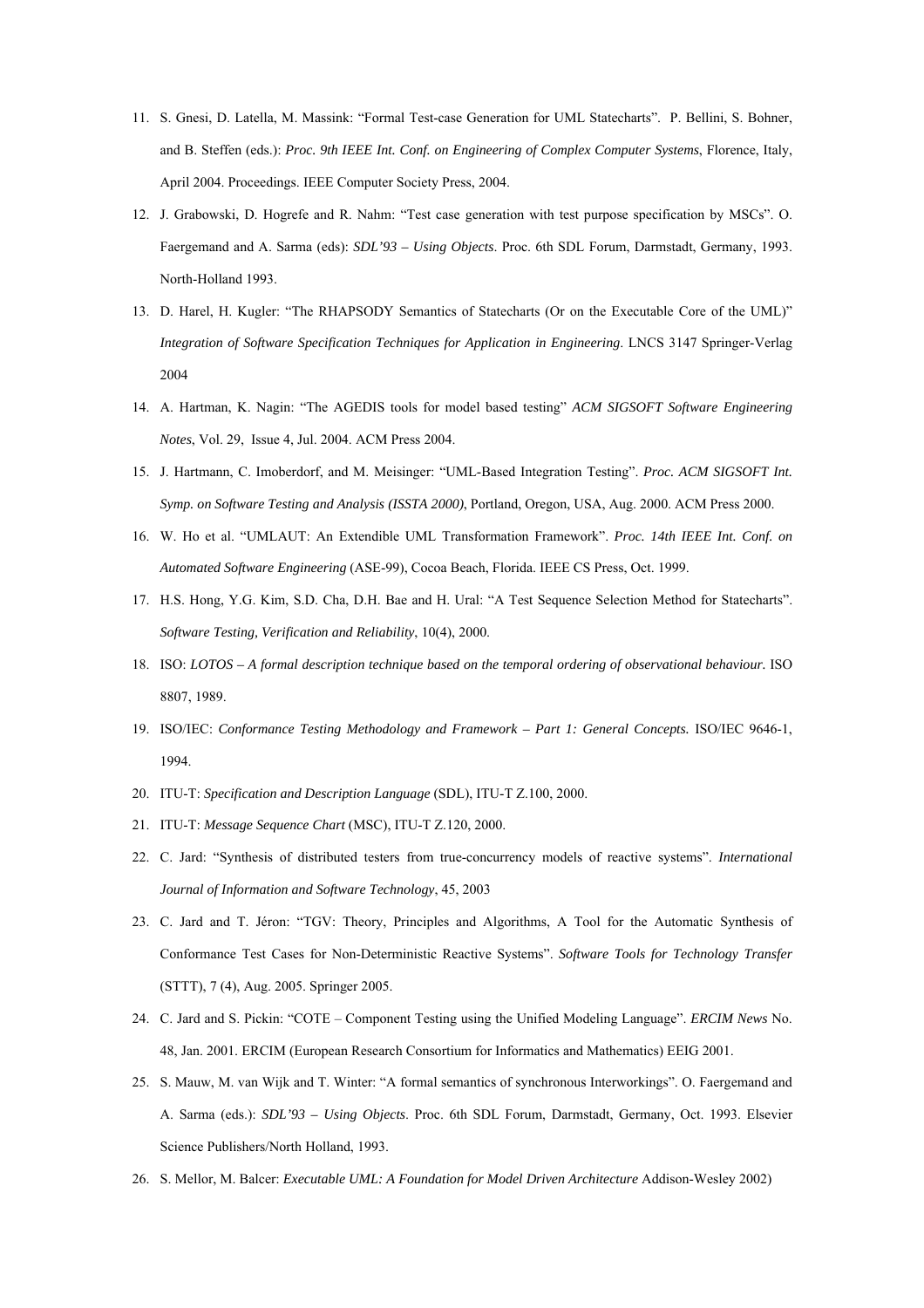11. S. Gnesi, D. Latella, M. Massink: "Formal Test-case Generation for UML Statecharts". P. Bellini, S. Bohner, and B. Steffen (eds.): *Proc. 9th IEEE Int. Conf. on Engineering of Complex Computer Systems*, Florence, Italy, April 2004. Proceedings. IEEE Computer Society Press, 2004.
12. J. Grabowski, D. Hogrefe and R. Nahm: "Test case generation with test purpose specification by MSCs". O. Faergemand and A. Sarma (eds): *SDL'93 – Using Objects*. Proc. 6th SDL Forum, Darmstadt, Germany, 1993. North-Holland 1993.
13. D. Harel, H. Kugler: "The RHAPSODY Semantics of Statecharts (Or on the Executable Core of the UML)" *Integration of Software Specification Techniques for Application in Engineering*. LNCS 3147 Springer-Verlag 2004
14. A. Hartman, K. Nagin: "The AGEDIS tools for model based testing" *ACM SIGSOFT Software Engineering Notes*, Vol. 29, Issue 4, Jul. 2004. ACM Press 2004.
15. J. Hartmann, C. Imoberdorf, and M. Meisinger: "UML-Based Integration Testing". *Proc. ACM SIGSOFT Int. Symp. on Software Testing and Analysis (ISSTA 2000)*, Portland, Oregon, USA, Aug. 2000. ACM Press 2000.
16. W. Ho et al. "UMLAUT: An Extendible UML Transformation Framework". *Proc. 14th IEEE Int. Conf. on Automated Software Engineering* (ASE-99), Cocoa Beach, Florida. IEEE CS Press, Oct. 1999.
17. H.S. Hong, Y.G. Kim, S.D. Cha, D.H. Bae and H. Ural: "A Test Sequence Selection Method for Statecharts". *Software Testing, Verification and Reliability*, 10(4), 2000.
18. ISO: *LOTOS – A formal description technique based on the temporal ordering of observational behaviour*. ISO 8807, 1989.
19. ISO/IEC: *Conformance Testing Methodology and Framework – Part 1: General Concepts.* ISO/IEC 9646-1, 1994.
20. ITU-T: *Specification and Description Language* (SDL), ITU-T Z.100, 2000.
21. ITU-T: *Message Sequence Chart* (MSC), ITU-T Z.120, 2000.
22. C. Jard: "Synthesis of distributed testers from true-concurrency models of reactive systems". *International Journal of Information and Software Technology*, 45, 2003
23. C. Jard and T. Jéron: "TGV: Theory, Principles and Algorithms, A Tool for the Automatic Synthesis of Conformance Test Cases for Non-Deterministic Reactive Systems". *Software Tools for Technology Transfer* (STTT), 7 (4), Aug. 2005. Springer 2005.
24. C. Jard and S. Pickin: "COTE – Component Testing using the Unified Modeling Language". *ERCIM News* No. 48, Jan. 2001. ERCIM (European Research Consortium for Informatics and Mathematics) EEIG 2001.
25. S. Mauw, M. van Wijk and T. Winter: "A formal semantics of synchronous Interworkings". O. Faergemand and A. Sarma (eds.): *SDL'93 – Using Objects*. Proc. 6th SDL Forum, Darmstadt, Germany, Oct. 1993. Elsevier Science Publishers/North Holland, 1993.
26. S. Mellor, M. Balcer: *Executable UML: A Foundation for Model Driven Architecture* Addison-Wesley 2002)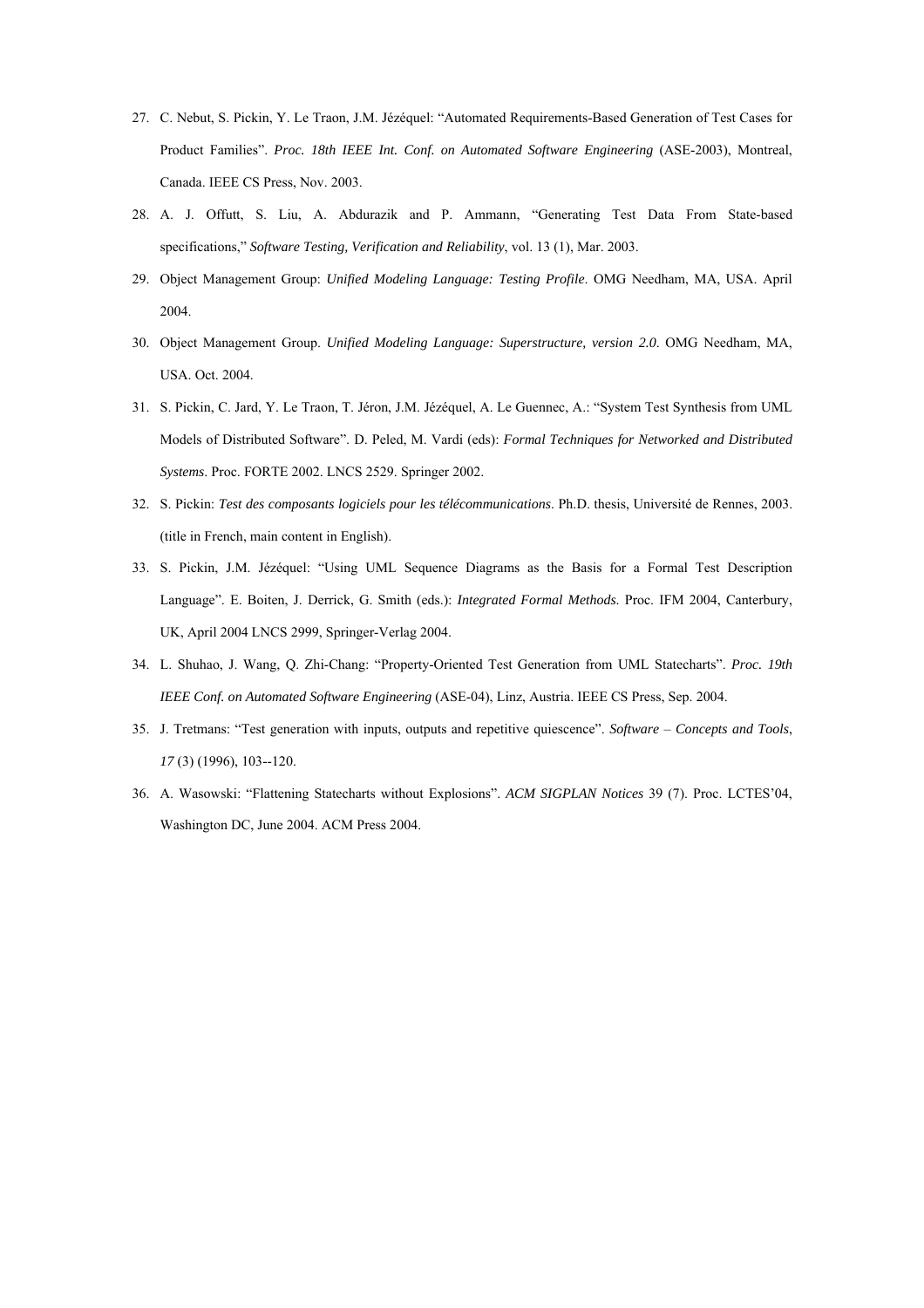27. C. Nebut, S. Pickin, Y. Le Traon, J.M. Jézéquel: "Automated Requirements-Based Generation of Test Cases for Product Families". *Proc. 18th IEEE Int. Conf. on Automated Software Engineering* (ASE-2003), Montreal, Canada. IEEE CS Press, Nov. 2003.
28. A. J. Offutt, S. Liu, A. Abdurazik and P. Ammann, "Generating Test Data From State-based specifications," *Software Testing, Verification and Reliability*, vol. 13 (1), Mar. 2003.
29. Object Management Group: *Unified Modeling Language: Testing Profile*. OMG Needham, MA, USA. April 2004.
30. Object Management Group. *Unified Modeling Language: Superstructure, version 2.0*. OMG Needham, MA, USA. Oct. 2004.
31. S. Pickin, C. Jard, Y. Le Traon, T. Jéron, J.M. Jézéquel, A. Le Guennec, A.: "System Test Synthesis from UML Models of Distributed Software". D. Peled, M. Vardi (eds): *Formal Techniques for Networked and Distributed Systems*. Proc. FORTE 2002. LNCS 2529. Springer 2002.
32. S. Pickin: *Test des composants logiciels pour les télécommunications*. Ph.D. thesis, Université de Rennes, 2003. (title in French, main content in English).
33. S. Pickin, J.M. Jézéquel: "Using UML Sequence Diagrams as the Basis for a Formal Test Description Language". E. Boiten, J. Derrick, G. Smith (eds.): *Integrated Formal Methods*. Proc. IFM 2004, Canterbury, UK, April 2004 LNCS 2999, Springer-Verlag 2004.
34. L. Shuhao, J. Wang, Q. Zhi-Chang: "Property-Oriented Test Generation from UML Statecharts". *Proc. 19th IEEE Conf. on Automated Software Engineering* (ASE-04), Linz, Austria. IEEE CS Press, Sep. 2004.
35. J. Tretmans: "Test generation with inputs, outputs and repetitive quiescence". *Software – Concepts and Tools*, *17* (3) (1996), 103--120.
36. A. Wasowski: "Flattening Statecharts without Explosions". *ACM SIGPLAN Notices* 39 (7). Proc. LCTES'04, Washington DC, June 2004. ACM Press 2004.